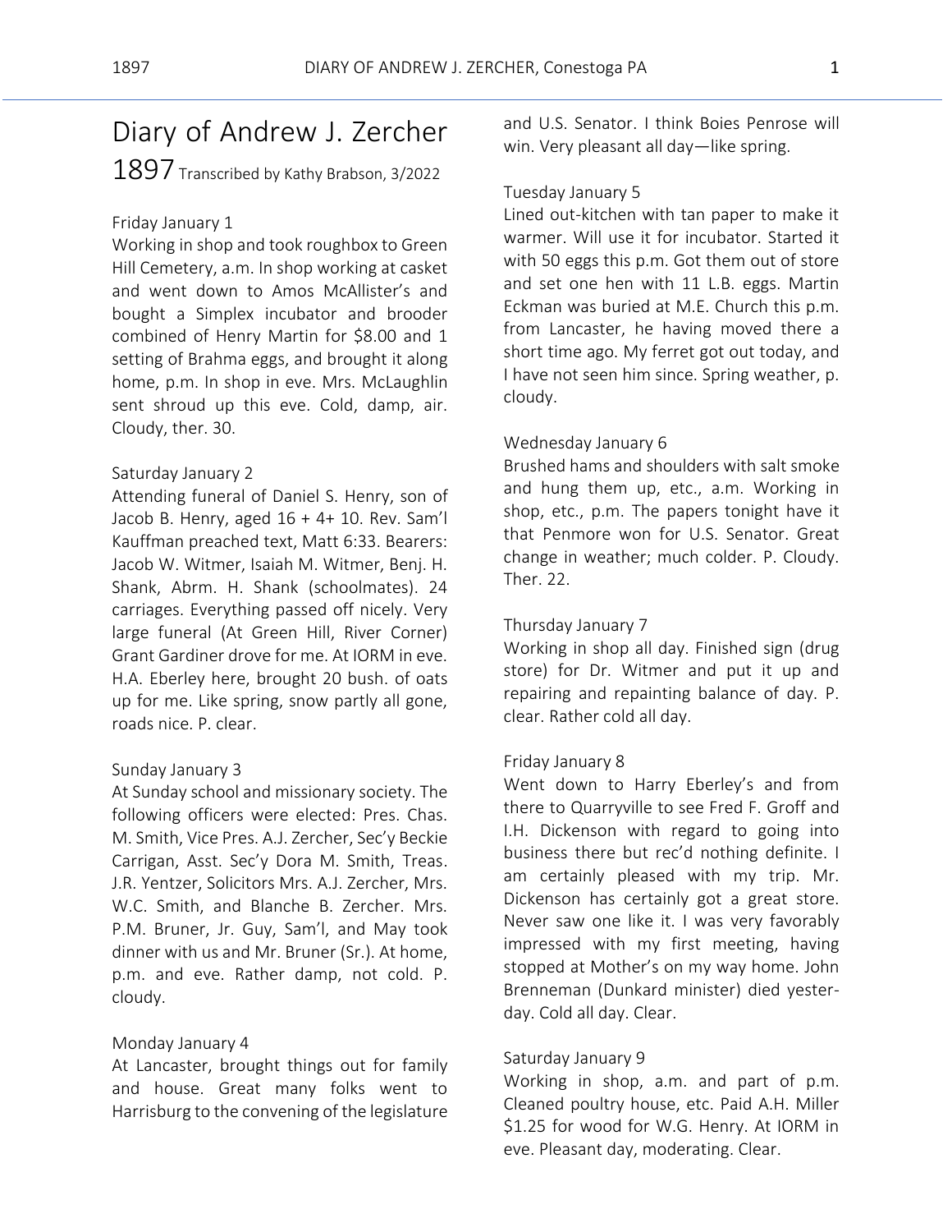# Diary of Andrew J. Zercher

1897 Transcribed by Kathy Brabson, 3/2022

Friday January 1
Working in shop and took roughbox to Green Hill Cemetery, a.m. In shop working at casket and went down to Amos McAllister's and bought a Simplex incubator and brooder combined of Henry Martin for $8.00 and 1 setting of Brahma eggs, and brought it along home, p.m. In shop in eve. Mrs. McLaughlin sent shroud up this eve. Cold, damp, air. Cloudy, ther. 30.

Saturday January 2
Attending funeral of Daniel S. Henry, son of Jacob B. Henry, aged 16 + 4+ 10. Rev. Sam'l Kauffman preached text, Matt 6:33. Bearers: Jacob W. Witmer, Isaiah M. Witmer, Benj. H. Shank, Abrm. H. Shank (schoolmates). 24 carriages. Everything passed off nicely. Very large funeral (At Green Hill, River Corner) Grant Gardiner drove for me. At IORM in eve. H.A. Eberley here, brought 20 bush. of oats up for me. Like spring, snow partly all gone, roads nice. P. clear.

Sunday January 3
At Sunday school and missionary society. The following officers were elected: Pres. Chas. M. Smith, Vice Pres. A.J. Zercher, Sec'y Beckie Carrigan, Asst. Sec'y Dora M. Smith, Treas. J.R. Yentzer, Solicitors Mrs. A.J. Zercher, Mrs. W.C. Smith, and Blanche B. Zercher. Mrs. P.M. Bruner, Jr. Guy, Sam'l, and May took dinner with us and Mr. Bruner (Sr.). At home, p.m. and eve. Rather damp, not cold. P. cloudy.

Monday January 4
At Lancaster, brought things out for family and house. Great many folks went to Harrisburg to the convening of the legislature and U.S. Senator. I think Boies Penrose will win. Very pleasant all day—like spring.

Tuesday January 5
Lined out-kitchen with tan paper to make it warmer. Will use it for incubator. Started it with 50 eggs this p.m. Got them out of store and set one hen with 11 L.B. eggs. Martin Eckman was buried at M.E. Church this p.m. from Lancaster, he having moved there a short time ago. My ferret got out today, and I have not seen him since. Spring weather, p. cloudy.

Wednesday January 6
Brushed hams and shoulders with salt smoke and hung them up, etc., a.m. Working in shop, etc., p.m. The papers tonight have it that Penmore won for U.S. Senator. Great change in weather; much colder. P. Cloudy. Ther. 22.

Thursday January 7
Working in shop all day. Finished sign (drug store) for Dr. Witmer and put it up and repairing and repainting balance of day. P. clear. Rather cold all day.

Friday January 8
Went down to Harry Eberley's and from there to Quarryville to see Fred F. Groff and I.H. Dickenson with regard to going into business there but rec'd nothing definite. I am certainly pleased with my trip. Mr. Dickenson has certainly got a great store. Never saw one like it. I was very favorably impressed with my first meeting, having stopped at Mother's on my way home. John Brenneman (Dunkard minister) died yesterday. Cold all day. Clear.

Saturday January 9
Working in shop, a.m. and part of p.m. Cleaned poultry house, etc. Paid A.H. Miller $1.25 for wood for W.G. Henry. At IORM in eve. Pleasant day, moderating. Clear.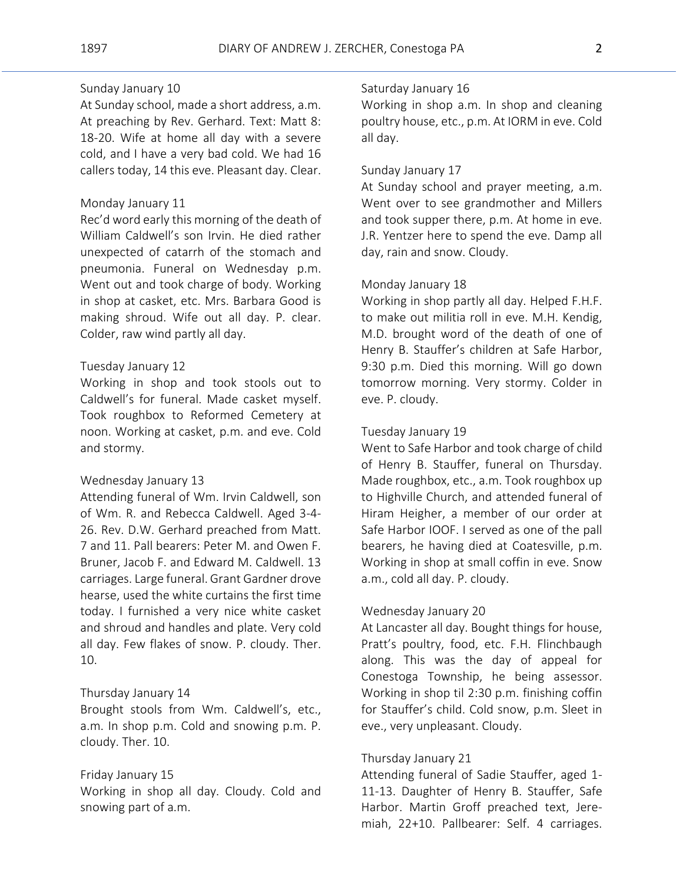Sunday January 10
At Sunday school, made a short address, a.m. At preaching by Rev. Gerhard. Text: Matt 8: 18-20. Wife at home all day with a severe cold, and I have a very bad cold. We had 16 callers today, 14 this eve. Pleasant day. Clear.

Monday January 11
Rec'd word early this morning of the death of William Caldwell's son Irvin. He died rather unexpected of catarrh of the stomach and pneumonia. Funeral on Wednesday p.m. Went out and took charge of body. Working in shop at casket, etc. Mrs. Barbara Good is making shroud. Wife out all day. P. clear. Colder, raw wind partly all day.

Tuesday January 12
Working in shop and took stools out to Caldwell's for funeral. Made casket myself. Took roughbox to Reformed Cemetery at noon. Working at casket, p.m. and eve. Cold and stormy.

Wednesday January 13
Attending funeral of Wm. Irvin Caldwell, son of Wm. R. and Rebecca Caldwell. Aged 3-4-26. Rev. D.W. Gerhard preached from Matt. 7 and 11. Pall bearers: Peter M. and Owen F. Bruner, Jacob F. and Edward M. Caldwell. 13 carriages. Large funeral. Grant Gardner drove hearse, used the white curtains the first time today. I furnished a very nice white casket and shroud and handles and plate. Very cold all day. Few flakes of snow. P. cloudy. Ther. 10.

Thursday January 14
Brought stools from Wm. Caldwell's, etc., a.m. In shop p.m. Cold and snowing p.m. P. cloudy. Ther. 10.

Friday January 15
Working in shop all day. Cloudy. Cold and snowing part of a.m.

Saturday January 16
Working in shop a.m. In shop and cleaning poultry house, etc., p.m. At IORM in eve. Cold all day.

Sunday January 17
At Sunday school and prayer meeting, a.m. Went over to see grandmother and Millers and took supper there, p.m. At home in eve. J.R. Yentzer here to spend the eve. Damp all day, rain and snow. Cloudy.

Monday January 18
Working in shop partly all day. Helped F.H.F. to make out militia roll in eve. M.H. Kendig, M.D. brought word of the death of one of Henry B. Stauffer's children at Safe Harbor, 9:30 p.m. Died this morning. Will go down tomorrow morning. Very stormy. Colder in eve. P. cloudy.

Tuesday January 19
Went to Safe Harbor and took charge of child of Henry B. Stauffer, funeral on Thursday. Made roughbox, etc., a.m. Took roughbox up to Highville Church, and attended funeral of Hiram Heigher, a member of our order at Safe Harbor IOOF. I served as one of the pall bearers, he having died at Coatesville, p.m. Working in shop at small coffin in eve. Snow a.m., cold all day. P. cloudy.

Wednesday January 20
At Lancaster all day. Bought things for house, Pratt's poultry, food, etc. F.H. Flinchbaugh along. This was the day of appeal for Conestoga Township, he being assessor. Working in shop til 2:30 p.m. finishing coffin for Stauffer's child. Cold snow, p.m. Sleet in eve., very unpleasant. Cloudy.

Thursday January 21
Attending funeral of Sadie Stauffer, aged 1-11-13. Daughter of Henry B. Stauffer, Safe Harbor. Martin Groff preached text, Jeremiah, 22+10. Pallbearer: Self. 4 carriages.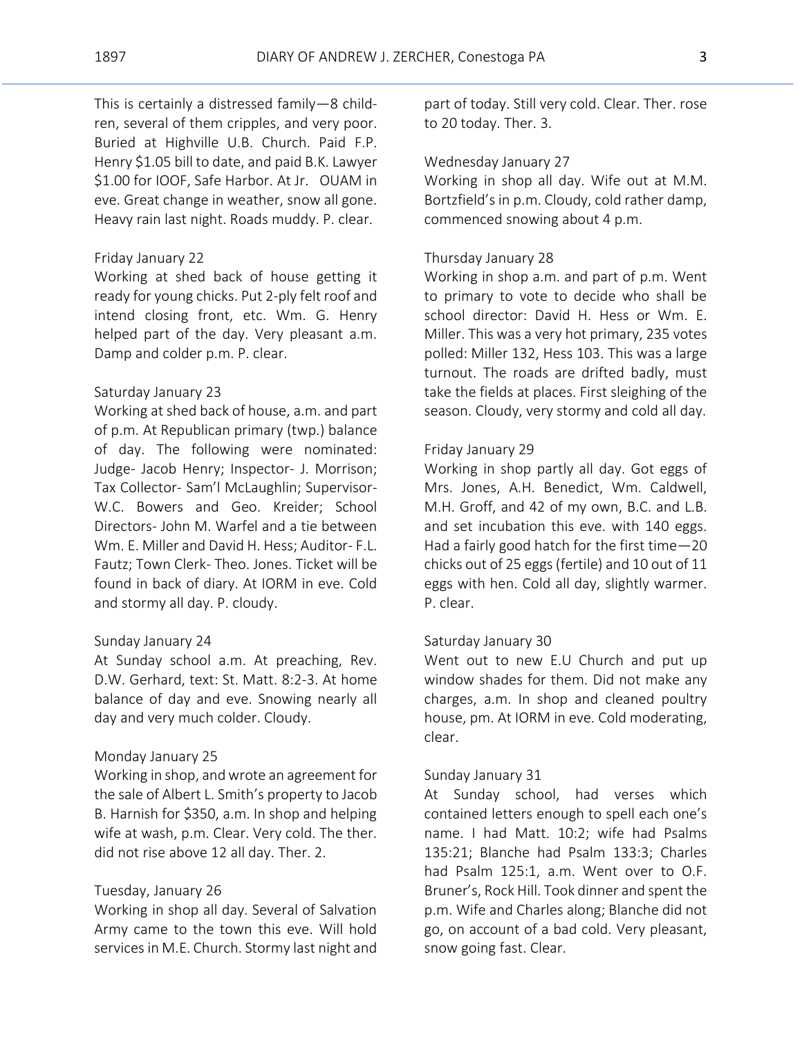This is certainly a distressed family—8 children, several of them cripples, and very poor. Buried at Highville U.B. Church. Paid F.P. Henry $1.05 bill to date, and paid B.K. Lawyer $1.00 for IOOF, Safe Harbor. At Jr. OUAM in eve. Great change in weather, snow all gone. Heavy rain last night. Roads muddy. P. clear.

Friday January 22
Working at shed back of house getting it ready for young chicks. Put 2-ply felt roof and intend closing front, etc. Wm. G. Henry helped part of the day. Very pleasant a.m. Damp and colder p.m. P. clear.

Saturday January 23
Working at shed back of house, a.m. and part of p.m. At Republican primary (twp.) balance of day. The following were nominated: Judge- Jacob Henry; Inspector- J. Morrison; Tax Collector- Sam'l McLaughlin; Supervisor- W.C. Bowers and Geo. Kreider; School Directors- John M. Warfel and a tie between Wm. E. Miller and David H. Hess; Auditor- F.L. Fautz; Town Clerk- Theo. Jones. Ticket will be found in back of diary. At IORM in eve. Cold and stormy all day. P. cloudy.

Sunday January 24
At Sunday school a.m. At preaching, Rev. D.W. Gerhard, text: St. Matt. 8:2-3. At home balance of day and eve. Snowing nearly all day and very much colder. Cloudy.

Monday January 25
Working in shop, and wrote an agreement for the sale of Albert L. Smith's property to Jacob B. Harnish for $350, a.m. In shop and helping wife at wash, p.m. Clear. Very cold. The ther. did not rise above 12 all day. Ther. 2.

Tuesday, January 26
Working in shop all day. Several of Salvation Army came to the town this eve. Will hold services in M.E. Church. Stormy last night and part of today. Still very cold. Clear. Ther. rose to 20 today. Ther. 3.

Wednesday January 27
Working in shop all day. Wife out at M.M. Bortzfield's in p.m. Cloudy, cold rather damp, commenced snowing about 4 p.m.

Thursday January 28
Working in shop a.m. and part of p.m. Went to primary to vote to decide who shall be school director: David H. Hess or Wm. E. Miller. This was a very hot primary, 235 votes polled: Miller 132, Hess 103. This was a large turnout. The roads are drifted badly, must take the fields at places. First sleighing of the season. Cloudy, very stormy and cold all day.

Friday January 29
Working in shop partly all day. Got eggs of Mrs. Jones, A.H. Benedict, Wm. Caldwell, M.H. Groff, and 42 of my own, B.C. and L.B. and set incubation this eve. with 140 eggs. Had a fairly good hatch for the first time—20 chicks out of 25 eggs (fertile) and 10 out of 11 eggs with hen. Cold all day, slightly warmer. P. clear.

Saturday January 30
Went out to new E.U Church and put up window shades for them. Did not make any charges, a.m. In shop and cleaned poultry house, pm. At IORM in eve. Cold moderating, clear.

Sunday January 31
At Sunday school, had verses which contained letters enough to spell each one's name. I had Matt. 10:2; wife had Psalms 135:21; Blanche had Psalm 133:3; Charles had Psalm 125:1, a.m. Went over to O.F. Bruner's, Rock Hill. Took dinner and spent the p.m. Wife and Charles along; Blanche did not go, on account of a bad cold. Very pleasant, snow going fast. Clear.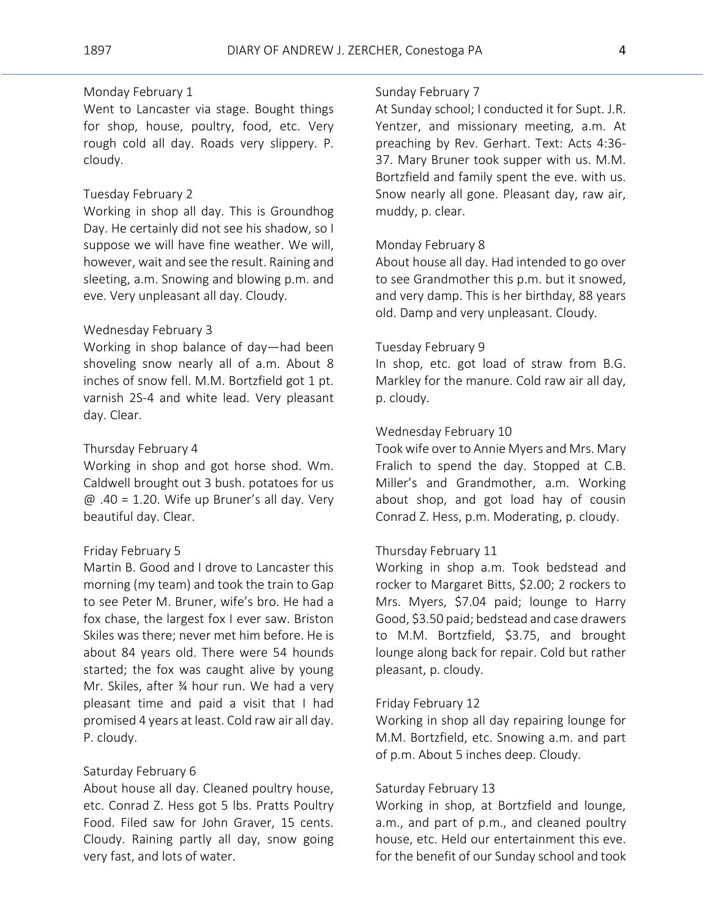Monday February 1
Went to Lancaster via stage. Bought things for shop, house, poultry, food, etc. Very rough cold all day. Roads very slippery. P. cloudy.

Tuesday February 2
Working in shop all day. This is Groundhog Day. He certainly did not see his shadow, so I suppose we will have fine weather. We will, however, wait and see the result. Raining and sleeting, a.m. Snowing and blowing p.m. and eve. Very unpleasant all day. Cloudy.

Wednesday February 3
Working in shop balance of day—had been shoveling snow nearly all of a.m. About 8 inches of snow fell. M.M. Bortzfield got 1 pt. varnish 2S-4 and white lead. Very pleasant day. Clear.

Thursday February 4
Working in shop and got horse shod. Wm. Caldwell brought out 3 bush. potatoes for us @ .40 = 1.20. Wife up Bruner's all day. Very beautiful day. Clear.

Friday February 5
Martin B. Good and I drove to Lancaster this morning (my team) and took the train to Gap to see Peter M. Bruner, wife's bro. He had a fox chase, the largest fox I ever saw. Briston Skiles was there; never met him before. He is about 84 years old. There were 54 hounds started; the fox was caught alive by young Mr. Skiles, after ¾ hour run. We had a very pleasant time and paid a visit that I had promised 4 years at least. Cold raw air all day. P. cloudy.

Saturday February 6
About house all day. Cleaned poultry house, etc. Conrad Z. Hess got 5 lbs. Pratts Poultry Food. Filed saw for John Graver, 15 cents. Cloudy. Raining partly all day, snow going very fast, and lots of water.

Sunday February 7
At Sunday school; I conducted it for Supt. J.R. Yentzer, and missionary meeting, a.m. At preaching by Rev. Gerhart. Text: Acts 4:36-37. Mary Bruner took supper with us. M.M. Bortzfield and family spent the eve. with us. Snow nearly all gone. Pleasant day, raw air, muddy, p. clear.

Monday February 8
About house all day. Had intended to go over to see Grandmother this p.m. but it snowed, and very damp. This is her birthday, 88 years old. Damp and very unpleasant. Cloudy.

Tuesday February 9
In shop, etc. got load of straw from B.G. Markley for the manure. Cold raw air all day, p. cloudy.

Wednesday February 10
Took wife over to Annie Myers and Mrs. Mary Fralich to spend the day. Stopped at C.B. Miller's and Grandmother, a.m. Working about shop, and got load hay of cousin Conrad Z. Hess, p.m. Moderating, p. cloudy.

Thursday February 11
Working in shop a.m. Took bedstead and rocker to Margaret Bitts, $2.00; 2 rockers to Mrs. Myers, $7.04 paid; lounge to Harry Good, $3.50 paid; bedstead and case drawers to M.M. Bortzfield, $3.75, and brought lounge along back for repair. Cold but rather pleasant, p. cloudy.

Friday February 12
Working in shop all day repairing lounge for M.M. Bortzfield, etc. Snowing a.m. and part of p.m. About 5 inches deep. Cloudy.

Saturday February 13
Working in shop, at Bortzfield and lounge, a.m., and part of p.m., and cleaned poultry house, etc. Held our entertainment this eve. for the benefit of our Sunday school and took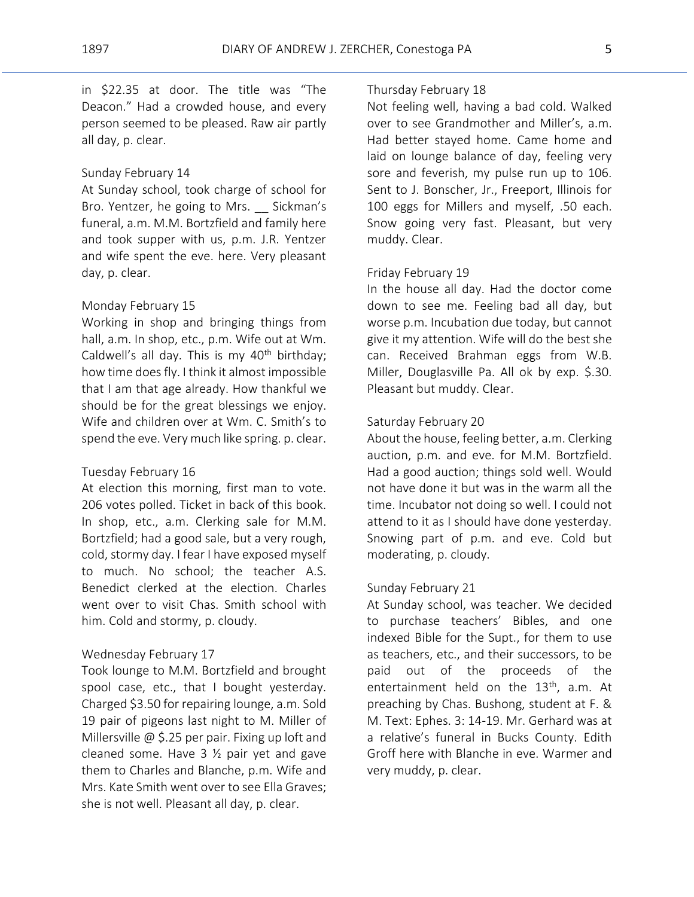in $22.35 at door. The title was "The Deacon." Had a crowded house, and every person seemed to be pleased. Raw air partly all day, p. clear.

Sunday February 14
At Sunday school, took charge of school for Bro. Yentzer, he going to Mrs. __ Sickman's funeral, a.m. M.M. Bortzfield and family here and took supper with us, p.m. J.R. Yentzer and wife spent the eve. here. Very pleasant day, p. clear.

Monday February 15
Working in shop and bringing things from hall, a.m. In shop, etc., p.m. Wife out at Wm. Caldwell's all day. This is my 40th birthday; how time does fly. I think it almost impossible that I am that age already. How thankful we should be for the great blessings we enjoy. Wife and children over at Wm. C. Smith's to spend the eve. Very much like spring. p. clear.

Tuesday February 16
At election this morning, first man to vote. 206 votes polled. Ticket in back of this book. In shop, etc., a.m. Clerking sale for M.M. Bortzfield; had a good sale, but a very rough, cold, stormy day. I fear I have exposed myself to much. No school; the teacher A.S. Benedict clerked at the election. Charles went over to visit Chas. Smith school with him. Cold and stormy, p. cloudy.

Wednesday February 17
Took lounge to M.M. Bortzfield and brought spool case, etc., that I bought yesterday. Charged $3.50 for repairing lounge, a.m. Sold 19 pair of pigeons last night to M. Miller of Millersville @ $.25 per pair. Fixing up loft and cleaned some. Have 3 ½ pair yet and gave them to Charles and Blanche, p.m. Wife and Mrs. Kate Smith went over to see Ella Graves; she is not well. Pleasant all day, p. clear.

Thursday February 18
Not feeling well, having a bad cold. Walked over to see Grandmother and Miller's, a.m. Had better stayed home. Came home and laid on lounge balance of day, feeling very sore and feverish, my pulse run up to 106. Sent to J. Bonscher, Jr., Freeport, Illinois for 100 eggs for Millers and myself, .50 each. Snow going very fast. Pleasant, but very muddy. Clear.

Friday February 19
In the house all day. Had the doctor come down to see me. Feeling bad all day, but worse p.m. Incubation due today, but cannot give it my attention. Wife will do the best she can. Received Brahman eggs from W.B. Miller, Douglasville Pa. All ok by exp. $.30. Pleasant but muddy. Clear.

Saturday February 20
About the house, feeling better, a.m. Clerking auction, p.m. and eve. for M.M. Bortzfield. Had a good auction; things sold well. Would not have done it but was in the warm all the time. Incubator not doing so well. I could not attend to it as I should have done yesterday. Snowing part of p.m. and eve. Cold but moderating, p. cloudy.

Sunday February 21
At Sunday school, was teacher. We decided to purchase teachers' Bibles, and one indexed Bible for the Supt., for them to use as teachers, etc., and their successors, to be paid out of the proceeds of the entertainment held on the 13th, a.m. At preaching by Chas. Bushong, student at F. & M. Text: Ephes. 3: 14-19. Mr. Gerhard was at a relative's funeral in Bucks County. Edith Groff here with Blanche in eve. Warmer and very muddy, p. clear.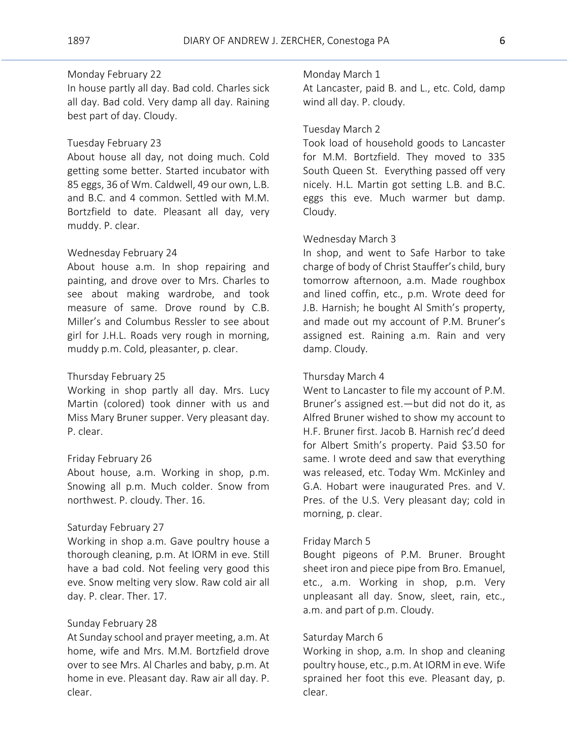Monday February 22
In house partly all day. Bad cold. Charles sick all day. Bad cold. Very damp all day. Raining best part of day. Cloudy.

Tuesday February 23
About house all day, not doing much. Cold getting some better. Started incubator with 85 eggs, 36 of Wm. Caldwell, 49 our own, L.B. and B.C. and 4 common. Settled with M.M. Bortzfield to date. Pleasant all day, very muddy. P. clear.

Wednesday February 24
About house a.m. In shop repairing and painting, and drove over to Mrs. Charles to see about making wardrobe, and took measure of same. Drove round by C.B. Miller's and Columbus Ressler to see about girl for J.H.L. Roads very rough in morning, muddy p.m. Cold, pleasanter, p. clear.

Thursday February 25
Working in shop partly all day. Mrs. Lucy Martin (colored) took dinner with us and Miss Mary Bruner supper. Very pleasant day. P. clear.

Friday February 26
About house, a.m. Working in shop, p.m. Snowing all p.m. Much colder. Snow from northwest. P. cloudy. Ther. 16.

Saturday February 27
Working in shop a.m. Gave poultry house a thorough cleaning, p.m. At IORM in eve. Still have a bad cold. Not feeling very good this eve. Snow melting very slow. Raw cold air all day. P. clear. Ther. 17.

Sunday February 28
At Sunday school and prayer meeting, a.m. At home, wife and Mrs. M.M. Bortzfield drove over to see Mrs. Al Charles and baby, p.m. At home in eve. Pleasant day. Raw air all day. P. clear.

Monday March 1
At Lancaster, paid B. and L., etc. Cold, damp wind all day. P. cloudy.

Tuesday March 2
Took load of household goods to Lancaster for M.M. Bortzfield. They moved to 335 South Queen St. Everything passed off very nicely. H.L. Martin got setting L.B. and B.C. eggs this eve. Much warmer but damp. Cloudy.

Wednesday March 3
In shop, and went to Safe Harbor to take charge of body of Christ Stauffer's child, bury tomorrow afternoon, a.m. Made roughbox and lined coffin, etc., p.m. Wrote deed for J.B. Harnish; he bought Al Smith's property, and made out my account of P.M. Bruner's assigned est. Raining a.m. Rain and very damp. Cloudy.

Thursday March 4
Went to Lancaster to file my account of P.M. Bruner's assigned est.—but did not do it, as Alfred Bruner wished to show my account to H.F. Bruner first. Jacob B. Harnish rec'd deed for Albert Smith's property. Paid $3.50 for same. I wrote deed and saw that everything was released, etc. Today Wm. McKinley and G.A. Hobart were inaugurated Pres. and V. Pres. of the U.S. Very pleasant day; cold in morning, p. clear.

Friday March 5
Bought pigeons of P.M. Bruner. Brought sheet iron and piece pipe from Bro. Emanuel, etc., a.m. Working in shop, p.m. Very unpleasant all day. Snow, sleet, rain, etc., a.m. and part of p.m. Cloudy.

Saturday March 6
Working in shop, a.m. In shop and cleaning poultry house, etc., p.m. At IORM in eve. Wife sprained her foot this eve. Pleasant day, p. clear.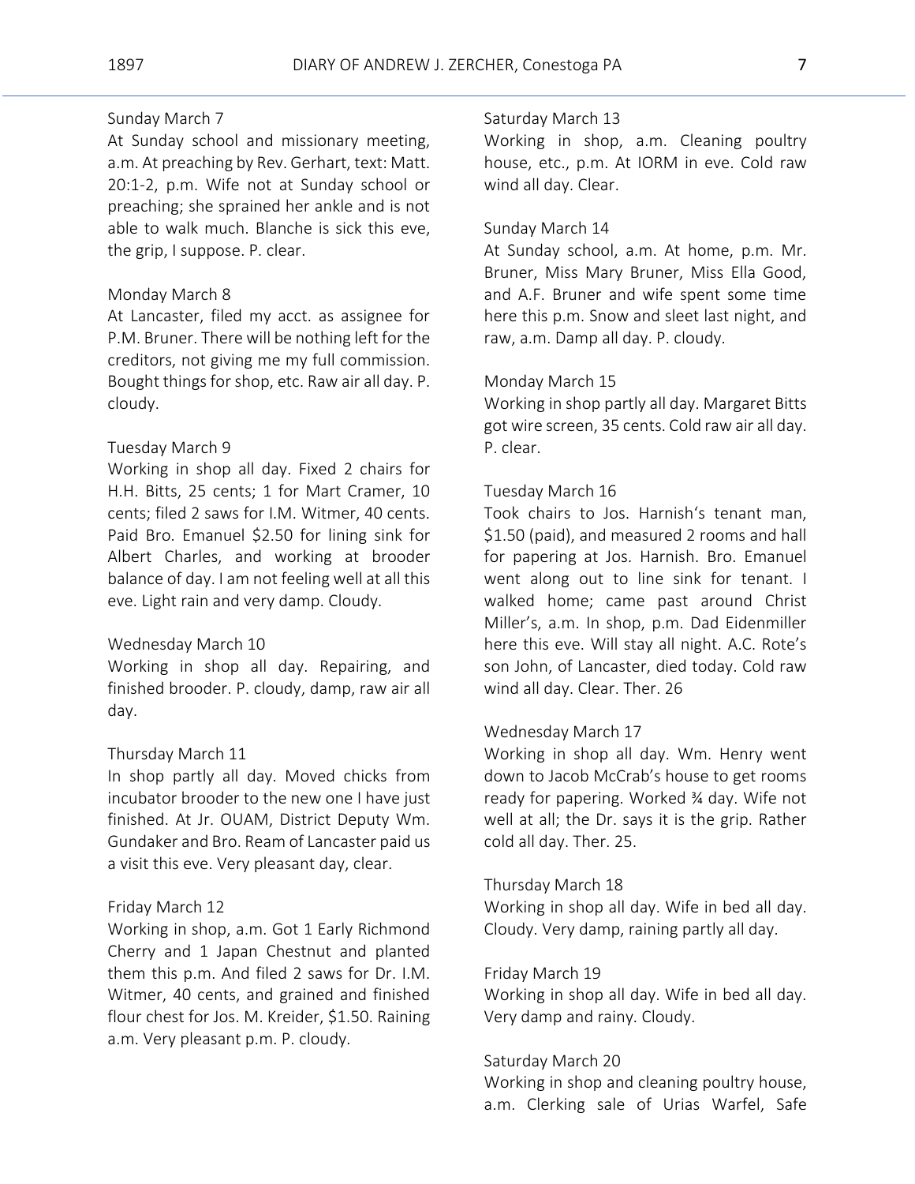Sunday March 7
At Sunday school and missionary meeting, a.m. At preaching by Rev. Gerhart, text: Matt. 20:1-2, p.m. Wife not at Sunday school or preaching; she sprained her ankle and is not able to walk much. Blanche is sick this eve, the grip, I suppose. P. clear.

Monday March 8
At Lancaster, filed my acct. as assignee for P.M. Bruner. There will be nothing left for the creditors, not giving me my full commission. Bought things for shop, etc. Raw air all day. P. cloudy.

Tuesday March 9
Working in shop all day. Fixed 2 chairs for H.H. Bitts, 25 cents; 1 for Mart Cramer, 10 cents; filed 2 saws for I.M. Witmer, 40 cents. Paid Bro. Emanuel $2.50 for lining sink for Albert Charles, and working at brooder balance of day. I am not feeling well at all this eve. Light rain and very damp. Cloudy.

Wednesday March 10
Working in shop all day. Repairing, and finished brooder. P. cloudy, damp, raw air all day.

Thursday March 11
In shop partly all day. Moved chicks from incubator brooder to the new one I have just finished. At Jr. OUAM, District Deputy Wm. Gundaker and Bro. Ream of Lancaster paid us a visit this eve. Very pleasant day, clear.

Friday March 12
Working in shop, a.m. Got 1 Early Richmond Cherry and 1 Japan Chestnut and planted them this p.m. And filed 2 saws for Dr. I.M. Witmer, 40 cents, and grained and finished flour chest for Jos. M. Kreider, $1.50. Raining a.m. Very pleasant p.m. P. cloudy.

Saturday March 13
Working in shop, a.m. Cleaning poultry house, etc., p.m. At IORM in eve. Cold raw wind all day. Clear.

Sunday March 14
At Sunday school, a.m. At home, p.m. Mr. Bruner, Miss Mary Bruner, Miss Ella Good, and A.F. Bruner and wife spent some time here this p.m. Snow and sleet last night, and raw, a.m. Damp all day. P. cloudy.

Monday March 15
Working in shop partly all day. Margaret Bitts got wire screen, 35 cents. Cold raw air all day. P. clear.

Tuesday March 16
Took chairs to Jos. Harnish's tenant man, $1.50 (paid), and measured 2 rooms and hall for papering at Jos. Harnish. Bro. Emanuel went along out to line sink for tenant. I walked home; came past around Christ Miller's, a.m. In shop, p.m. Dad Eidenmiller here this eve. Will stay all night. A.C. Rote's son John, of Lancaster, died today. Cold raw wind all day. Clear. Ther. 26

Wednesday March 17
Working in shop all day. Wm. Henry went down to Jacob McCrab's house to get rooms ready for papering. Worked ¾ day. Wife not well at all; the Dr. says it is the grip. Rather cold all day. Ther. 25.

Thursday March 18
Working in shop all day. Wife in bed all day. Cloudy. Very damp, raining partly all day.

Friday March 19
Working in shop all day. Wife in bed all day. Very damp and rainy. Cloudy.

Saturday March 20
Working in shop and cleaning poultry house, a.m. Clerking sale of Urias Warfel, Safe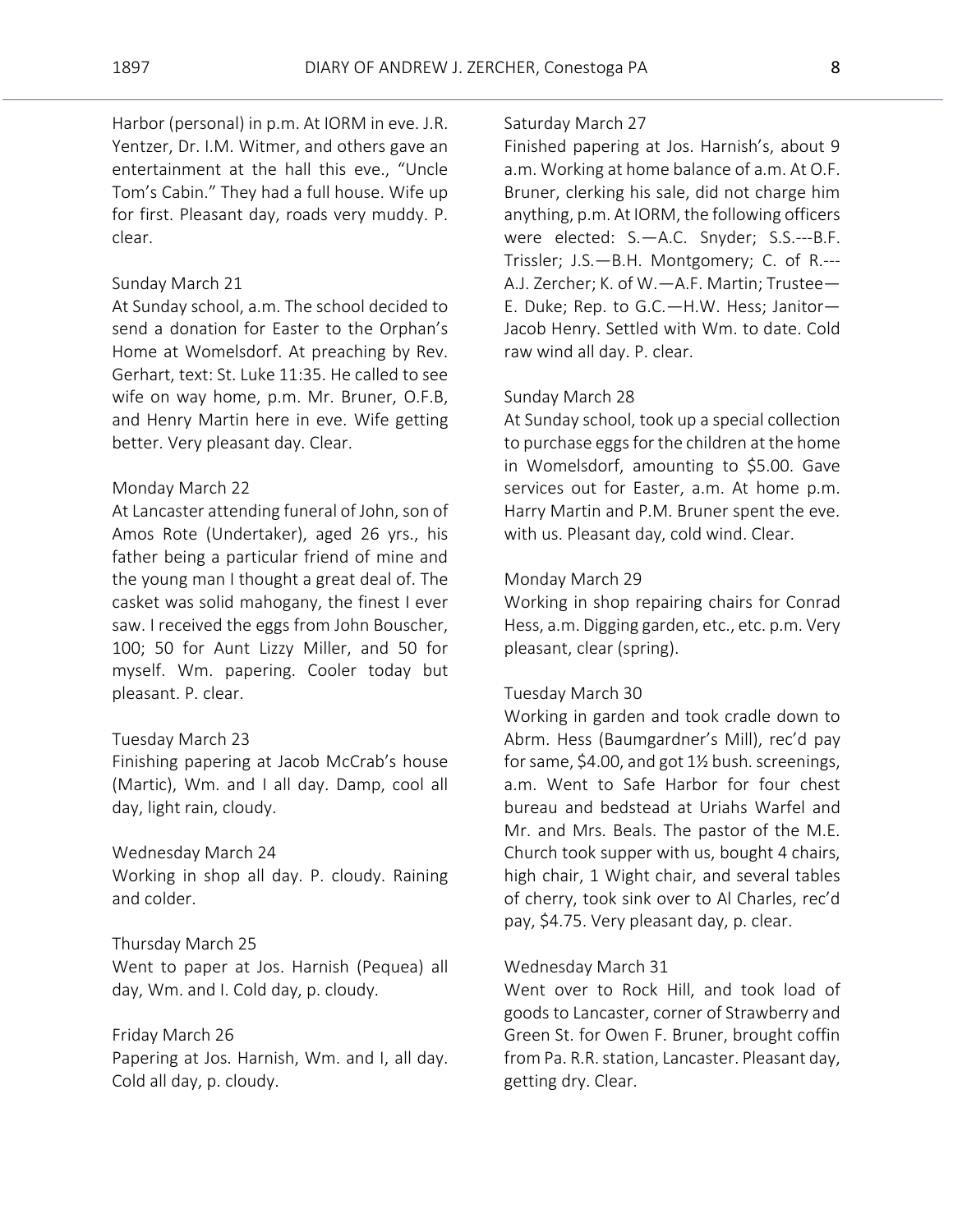Harbor (personal) in p.m. At IORM in eve. J.R. Yentzer, Dr. I.M. Witmer, and others gave an entertainment at the hall this eve., "Uncle Tom's Cabin." They had a full house. Wife up for first. Pleasant day, roads very muddy. P. clear.

Sunday March 21
At Sunday school, a.m. The school decided to send a donation for Easter to the Orphan's Home at Womelsdorf. At preaching by Rev. Gerhart, text: St. Luke 11:35. He called to see wife on way home, p.m. Mr. Bruner, O.F.B, and Henry Martin here in eve. Wife getting better. Very pleasant day. Clear.

Monday March 22
At Lancaster attending funeral of John, son of Amos Rote (Undertaker), aged 26 yrs., his father being a particular friend of mine and the young man I thought a great deal of. The casket was solid mahogany, the finest I ever saw. I received the eggs from John Bouscher, 100; 50 for Aunt Lizzy Miller, and 50 for myself. Wm. papering. Cooler today but pleasant. P. clear.

Tuesday March 23
Finishing papering at Jacob McCrab's house (Martic), Wm. and I all day. Damp, cool all day, light rain, cloudy.

Wednesday March 24
Working in shop all day. P. cloudy. Raining and colder.

Thursday March 25
Went to paper at Jos. Harnish (Pequea) all day, Wm. and I. Cold day, p. cloudy.

Friday March 26
Papering at Jos. Harnish, Wm. and I, all day. Cold all day, p. cloudy.

Saturday March 27
Finished papering at Jos. Harnish's, about 9 a.m. Working at home balance of a.m. At O.F. Bruner, clerking his sale, did not charge him anything, p.m. At IORM, the following officers were elected: S.—A.C. Snyder; S.S.---B.F. Trissler; J.S.—B.H. Montgomery; C. of R.---A.J. Zercher; K. of W.—A.F. Martin; Trustee—E. Duke; Rep. to G.C.—H.W. Hess; Janitor—Jacob Henry. Settled with Wm. to date. Cold raw wind all day. P. clear.

Sunday March 28
At Sunday school, took up a special collection to purchase eggs for the children at the home in Womelsdorf, amounting to $5.00. Gave services out for Easter, a.m. At home p.m. Harry Martin and P.M. Bruner spent the eve. with us. Pleasant day, cold wind. Clear.

Monday March 29
Working in shop repairing chairs for Conrad Hess, a.m. Digging garden, etc., etc. p.m. Very pleasant, clear (spring).

Tuesday March 30
Working in garden and took cradle down to Abrm. Hess (Baumgardner's Mill), rec'd pay for same, $4.00, and got 1½ bush. screenings, a.m. Went to Safe Harbor for four chest bureau and bedstead at Uriahs Warfel and Mr. and Mrs. Beals. The pastor of the M.E. Church took supper with us, bought 4 chairs, high chair, 1 Wight chair, and several tables of cherry, took sink over to Al Charles, rec'd pay, $4.75. Very pleasant day, p. clear.

Wednesday March 31
Went over to Rock Hill, and took load of goods to Lancaster, corner of Strawberry and Green St. for Owen F. Bruner, brought coffin from Pa. R.R. station, Lancaster. Pleasant day, getting dry. Clear.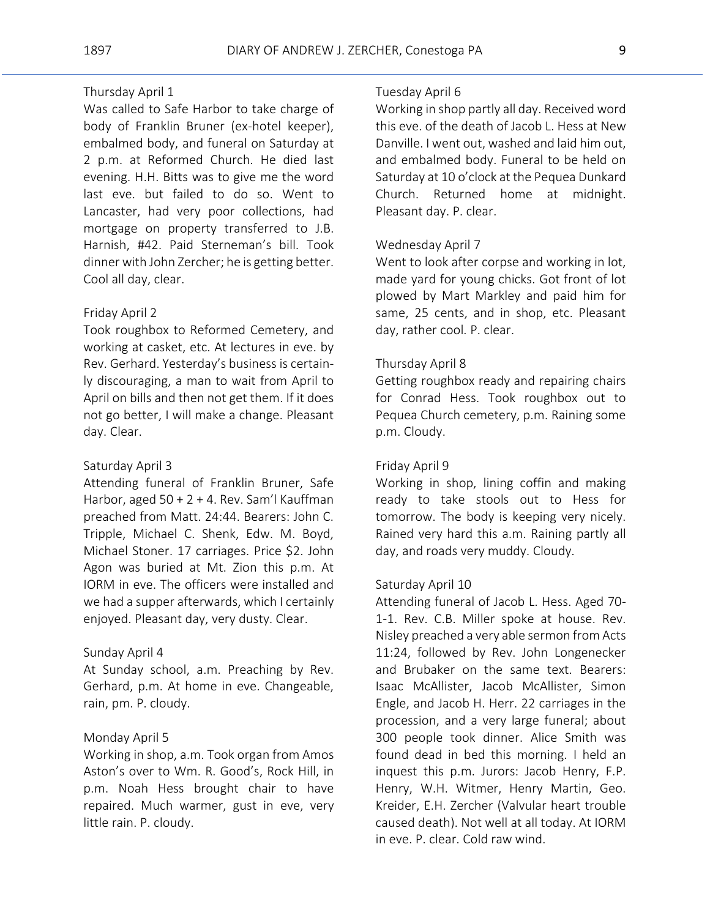Thursday April 1

Was called to Safe Harbor to take charge of body of Franklin Bruner (ex-hotel keeper), embalmed body, and funeral on Saturday at 2 p.m. at Reformed Church. He died last evening. H.H. Bitts was to give me the word last eve. but failed to do so. Went to Lancaster, had very poor collections, had mortgage on property transferred to J.B. Harnish, #42. Paid Sterneman's bill. Took dinner with John Zercher; he is getting better. Cool all day, clear.

Friday April 2

Took roughbox to Reformed Cemetery, and working at casket, etc. At lectures in eve. by Rev. Gerhard. Yesterday's business is certainly discouraging, a man to wait from April to April on bills and then not get them. If it does not go better, I will make a change. Pleasant day. Clear.

Saturday April 3

Attending funeral of Franklin Bruner, Safe Harbor, aged 50 + 2 + 4. Rev. Sam'l Kauffman preached from Matt. 24:44. Bearers: John C. Tripple, Michael C. Shenk, Edw. M. Boyd, Michael Stoner. 17 carriages. Price $2. John Agon was buried at Mt. Zion this p.m. At IORM in eve. The officers were installed and we had a supper afterwards, which I certainly enjoyed. Pleasant day, very dusty. Clear.

Sunday April 4

At Sunday school, a.m. Preaching by Rev. Gerhard, p.m. At home in eve. Changeable, rain, pm. P. cloudy.

Monday April 5

Working in shop, a.m. Took organ from Amos Aston's over to Wm. R. Good's, Rock Hill, in p.m. Noah Hess brought chair to have repaired. Much warmer, gust in eve, very little rain. P. cloudy.

Tuesday April 6

Working in shop partly all day. Received word this eve. of the death of Jacob L. Hess at New Danville. I went out, washed and laid him out, and embalmed body. Funeral to be held on Saturday at 10 o'clock at the Pequea Dunkard Church. Returned home at midnight. Pleasant day. P. clear.

Wednesday April 7

Went to look after corpse and working in lot, made yard for young chicks. Got front of lot plowed by Mart Markley and paid him for same, 25 cents, and in shop, etc. Pleasant day, rather cool. P. clear.

Thursday April 8

Getting roughbox ready and repairing chairs for Conrad Hess. Took roughbox out to Pequea Church cemetery, p.m. Raining some p.m. Cloudy.

Friday April 9

Working in shop, lining coffin and making ready to take stools out to Hess for tomorrow. The body is keeping very nicely. Rained very hard this a.m. Raining partly all day, and roads very muddy. Cloudy.

Saturday April 10

Attending funeral of Jacob L. Hess. Aged 70-1-1. Rev. C.B. Miller spoke at house. Rev. Nisley preached a very able sermon from Acts 11:24, followed by Rev. John Longenecker and Brubaker on the same text. Bearers: Isaac McAllister, Jacob McAllister, Simon Engle, and Jacob H. Herr. 22 carriages in the procession, and a very large funeral; about 300 people took dinner. Alice Smith was found dead in bed this morning. I held an inquest this p.m. Jurors: Jacob Henry, F.P. Henry, W.H. Witmer, Henry Martin, Geo. Kreider, E.H. Zercher (Valvular heart trouble caused death). Not well at all today. At IORM in eve. P. clear. Cold raw wind.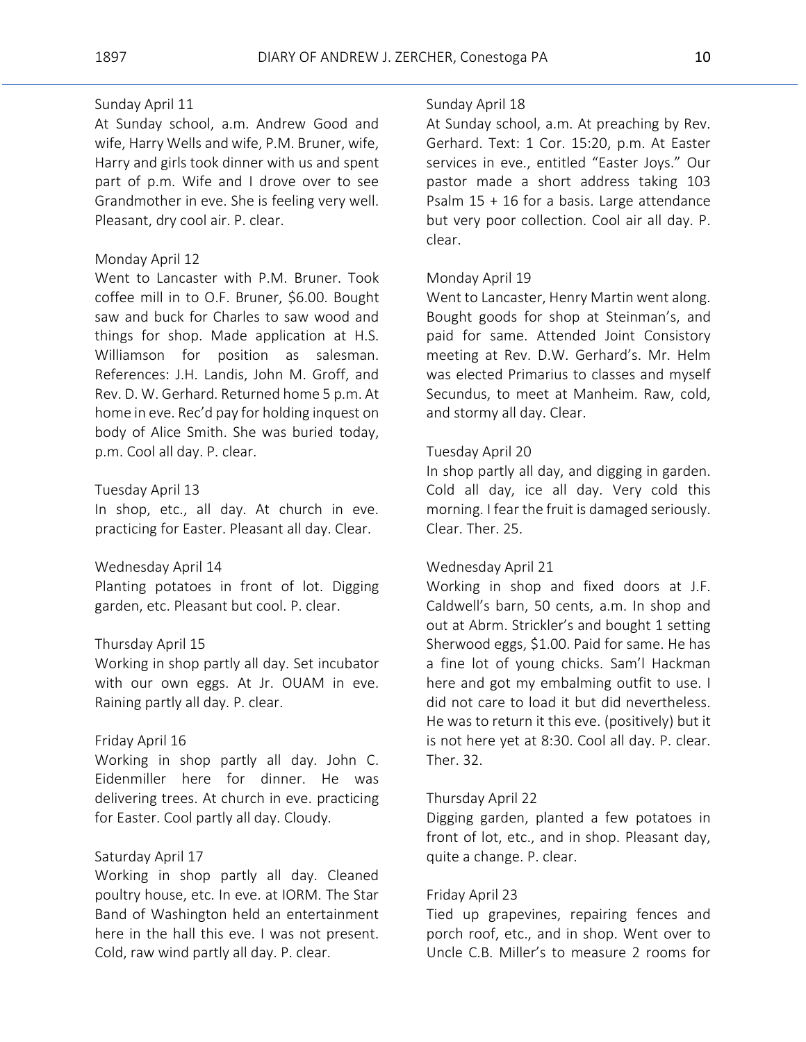Sunday April 11
At Sunday school, a.m. Andrew Good and wife, Harry Wells and wife, P.M. Bruner, wife, Harry and girls took dinner with us and spent part of p.m. Wife and I drove over to see Grandmother in eve. She is feeling very well. Pleasant, dry cool air. P. clear.

Monday April 12
Went to Lancaster with P.M. Bruner. Took coffee mill in to O.F. Bruner, $6.00. Bought saw and buck for Charles to saw wood and things for shop. Made application at H.S. Williamson for position as salesman. References: J.H. Landis, John M. Groff, and Rev. D. W. Gerhard. Returned home 5 p.m. At home in eve. Rec'd pay for holding inquest on body of Alice Smith. She was buried today, p.m. Cool all day. P. clear.

Tuesday April 13
In shop, etc., all day. At church in eve. practicing for Easter. Pleasant all day. Clear.

Wednesday April 14
Planting potatoes in front of lot. Digging garden, etc. Pleasant but cool. P. clear.

Thursday April 15
Working in shop partly all day. Set incubator with our own eggs. At Jr. OUAM in eve. Raining partly all day. P. clear.

Friday April 16
Working in shop partly all day. John C. Eidenmiller here for dinner. He was delivering trees. At church in eve. practicing for Easter. Cool partly all day. Cloudy.

Saturday April 17
Working in shop partly all day. Cleaned poultry house, etc. In eve. at IORM. The Star Band of Washington held an entertainment here in the hall this eve. I was not present. Cold, raw wind partly all day. P. clear.

Sunday April 18
At Sunday school, a.m. At preaching by Rev. Gerhard. Text: 1 Cor. 15:20, p.m. At Easter services in eve., entitled "Easter Joys." Our pastor made a short address taking 103 Psalm 15 + 16 for a basis. Large attendance but very poor collection. Cool air all day. P. clear.

Monday April 19
Went to Lancaster, Henry Martin went along. Bought goods for shop at Steinman's, and paid for same. Attended Joint Consistory meeting at Rev. D.W. Gerhard's. Mr. Helm was elected Primarius to classes and myself Secundus, to meet at Manheim. Raw, cold, and stormy all day. Clear.

Tuesday April 20
In shop partly all day, and digging in garden. Cold all day, ice all day. Very cold this morning. I fear the fruit is damaged seriously. Clear. Ther. 25.

Wednesday April 21
Working in shop and fixed doors at J.F. Caldwell's barn, 50 cents, a.m. In shop and out at Abrm. Strickler's and bought 1 setting Sherwood eggs, $1.00. Paid for same. He has a fine lot of young chicks. Sam'l Hackman here and got my embalming outfit to use. I did not care to load it but did nevertheless. He was to return it this eve. (positively) but it is not here yet at 8:30. Cool all day. P. clear. Ther. 32.

Thursday April 22
Digging garden, planted a few potatoes in front of lot, etc., and in shop. Pleasant day, quite a change. P. clear.

Friday April 23
Tied up grapevines, repairing fences and porch roof, etc., and in shop. Went over to Uncle C.B. Miller's to measure 2 rooms for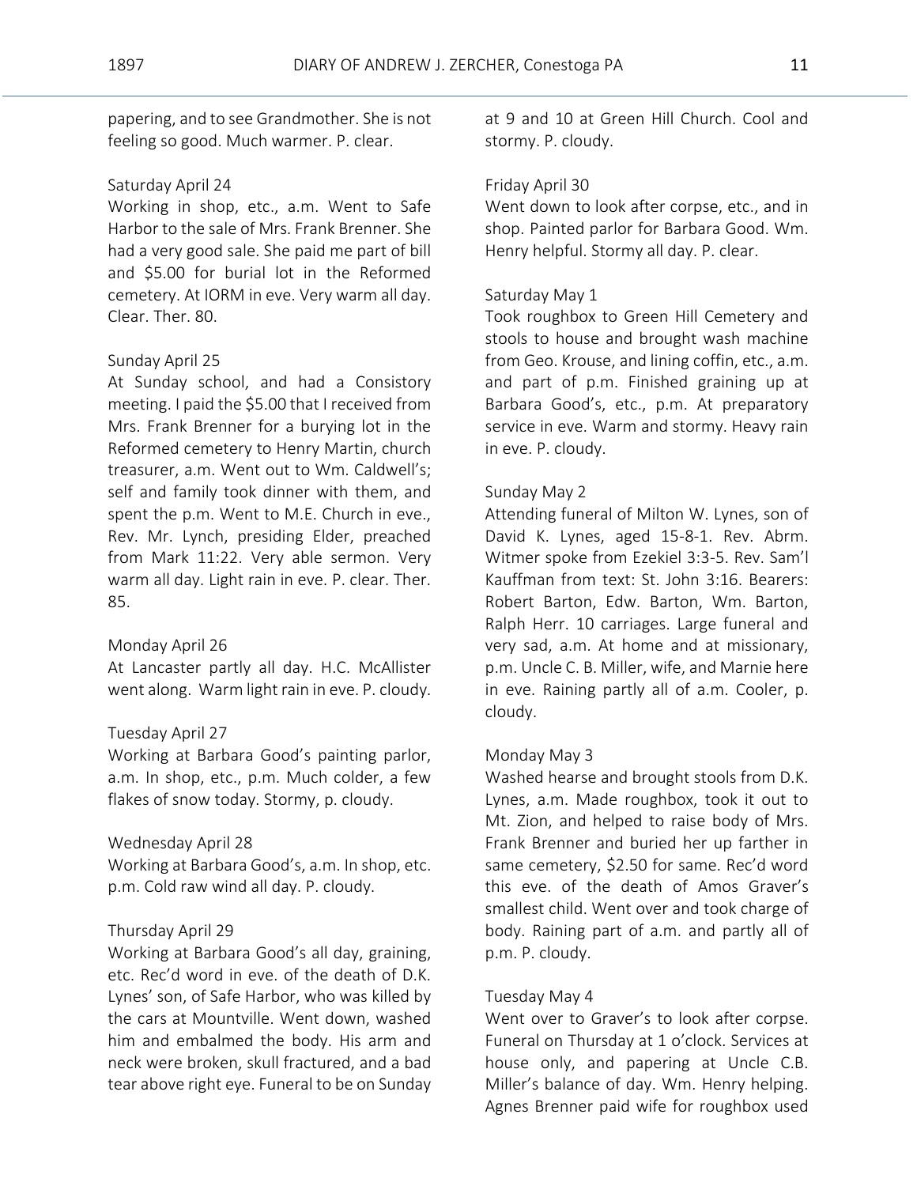papering, and to see Grandmother. She is not feeling so good. Much warmer. P. clear.

Saturday April 24
Working in shop, etc., a.m. Went to Safe Harbor to the sale of Mrs. Frank Brenner. She had a very good sale. She paid me part of bill and $5.00 for burial lot in the Reformed cemetery. At IORM in eve. Very warm all day. Clear. Ther. 80.

Sunday April 25
At Sunday school, and had a Consistory meeting. I paid the $5.00 that I received from Mrs. Frank Brenner for a burying lot in the Reformed cemetery to Henry Martin, church treasurer, a.m. Went out to Wm. Caldwell's; self and family took dinner with them, and spent the p.m. Went to M.E. Church in eve., Rev. Mr. Lynch, presiding Elder, preached from Mark 11:22. Very able sermon. Very warm all day. Light rain in eve. P. clear. Ther. 85.

Monday April 26
At Lancaster partly all day. H.C. McAllister went along. Warm light rain in eve. P. cloudy.

Tuesday April 27
Working at Barbara Good's painting parlor, a.m. In shop, etc., p.m. Much colder, a few flakes of snow today. Stormy, p. cloudy.

Wednesday April 28
Working at Barbara Good's, a.m. In shop, etc. p.m. Cold raw wind all day. P. cloudy.

Thursday April 29
Working at Barbara Good's all day, graining, etc. Rec'd word in eve. of the death of D.K. Lynes' son, of Safe Harbor, who was killed by the cars at Mountville. Went down, washed him and embalmed the body. His arm and neck were broken, skull fractured, and a bad tear above right eye. Funeral to be on Sunday at 9 and 10 at Green Hill Church. Cool and stormy. P. cloudy.

Friday April 30
Went down to look after corpse, etc., and in shop. Painted parlor for Barbara Good. Wm. Henry helpful. Stormy all day. P. clear.

Saturday May 1
Took roughbox to Green Hill Cemetery and stools to house and brought wash machine from Geo. Krouse, and lining coffin, etc., a.m. and part of p.m. Finished graining up at Barbara Good's, etc., p.m. At preparatory service in eve. Warm and stormy. Heavy rain in eve. P. cloudy.

Sunday May 2
Attending funeral of Milton W. Lynes, son of David K. Lynes, aged 15-8-1. Rev. Abrm. Witmer spoke from Ezekiel 3:3-5. Rev. Sam'l Kauffman from text: St. John 3:16. Bearers: Robert Barton, Edw. Barton, Wm. Barton, Ralph Herr. 10 carriages. Large funeral and very sad, a.m. At home and at missionary, p.m. Uncle C. B. Miller, wife, and Marnie here in eve. Raining partly all of a.m. Cooler, p. cloudy.

Monday May 3
Washed hearse and brought stools from D.K. Lynes, a.m. Made roughbox, took it out to Mt. Zion, and helped to raise body of Mrs. Frank Brenner and buried her up farther in same cemetery, $2.50 for same. Rec'd word this eve. of the death of Amos Graver's smallest child. Went over and took charge of body. Raining part of a.m. and partly all of p.m. P. cloudy.

Tuesday May 4
Went over to Graver's to look after corpse. Funeral on Thursday at 1 o'clock. Services at house only, and papering at Uncle C.B. Miller's balance of day. Wm. Henry helping. Agnes Brenner paid wife for roughbox used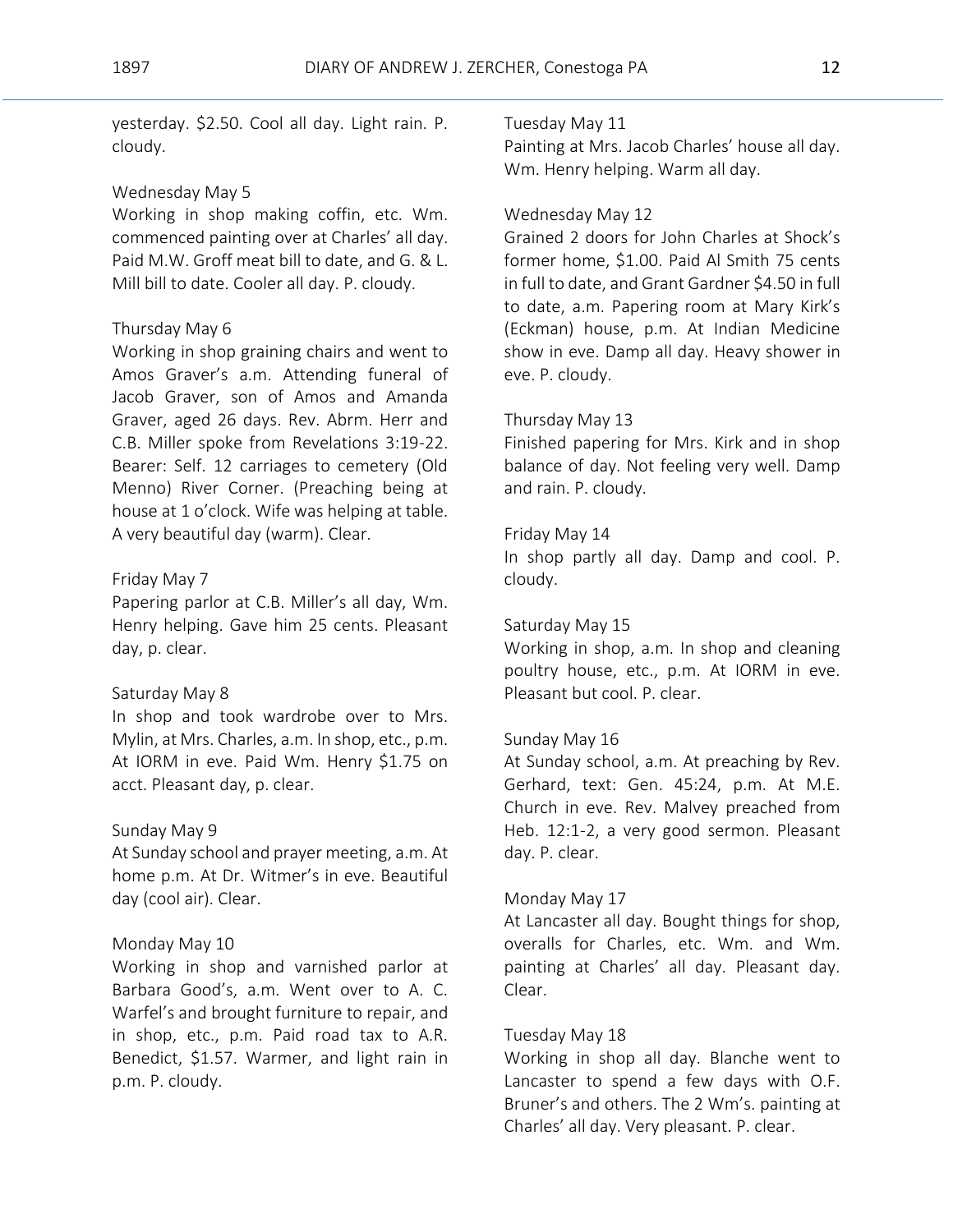yesterday. $2.50. Cool all day. Light rain. P. cloudy.

Wednesday May 5
Working in shop making coffin, etc. Wm. commenced painting over at Charles' all day. Paid M.W. Groff meat bill to date, and G. & L. Mill bill to date. Cooler all day. P. cloudy.

Thursday May 6
Working in shop graining chairs and went to Amos Graver's a.m. Attending funeral of Jacob Graver, son of Amos and Amanda Graver, aged 26 days. Rev. Abrm. Herr and C.B. Miller spoke from Revelations 3:19-22. Bearer: Self. 12 carriages to cemetery (Old Menno) River Corner. (Preaching being at house at 1 o'clock. Wife was helping at table. A very beautiful day (warm). Clear.

Friday May 7
Papering parlor at C.B. Miller's all day, Wm. Henry helping. Gave him 25 cents. Pleasant day, p. clear.

Saturday May 8
In shop and took wardrobe over to Mrs. Mylin, at Mrs. Charles, a.m. In shop, etc., p.m. At IORM in eve. Paid Wm. Henry $1.75 on acct. Pleasant day, p. clear.

Sunday May 9
At Sunday school and prayer meeting, a.m. At home p.m. At Dr. Witmer's in eve. Beautiful day (cool air). Clear.

Monday May 10
Working in shop and varnished parlor at Barbara Good's, a.m. Went over to A. C. Warfel's and brought furniture to repair, and in shop, etc., p.m. Paid road tax to A.R. Benedict, $1.57. Warmer, and light rain in p.m. P. cloudy.

Tuesday May 11
Painting at Mrs. Jacob Charles' house all day. Wm. Henry helping. Warm all day.

Wednesday May 12
Grained 2 doors for John Charles at Shock's former home, $1.00. Paid Al Smith 75 cents in full to date, and Grant Gardner $4.50 in full to date, a.m. Papering room at Mary Kirk's (Eckman) house, p.m. At Indian Medicine show in eve. Damp all day. Heavy shower in eve. P. cloudy.

Thursday May 13
Finished papering for Mrs. Kirk and in shop balance of day. Not feeling very well. Damp and rain. P. cloudy.

Friday May 14
In shop partly all day. Damp and cool. P. cloudy.

Saturday May 15
Working in shop, a.m. In shop and cleaning poultry house, etc., p.m. At IORM in eve. Pleasant but cool. P. clear.

Sunday May 16
At Sunday school, a.m. At preaching by Rev. Gerhard, text: Gen. 45:24, p.m. At M.E. Church in eve. Rev. Malvey preached from Heb. 12:1-2, a very good sermon. Pleasant day. P. clear.

Monday May 17
At Lancaster all day. Bought things for shop, overalls for Charles, etc. Wm. and Wm. painting at Charles' all day. Pleasant day. Clear.

Tuesday May 18
Working in shop all day. Blanche went to Lancaster to spend a few days with O.F. Bruner's and others. The 2 Wm's. painting at Charles' all day. Very pleasant. P. clear.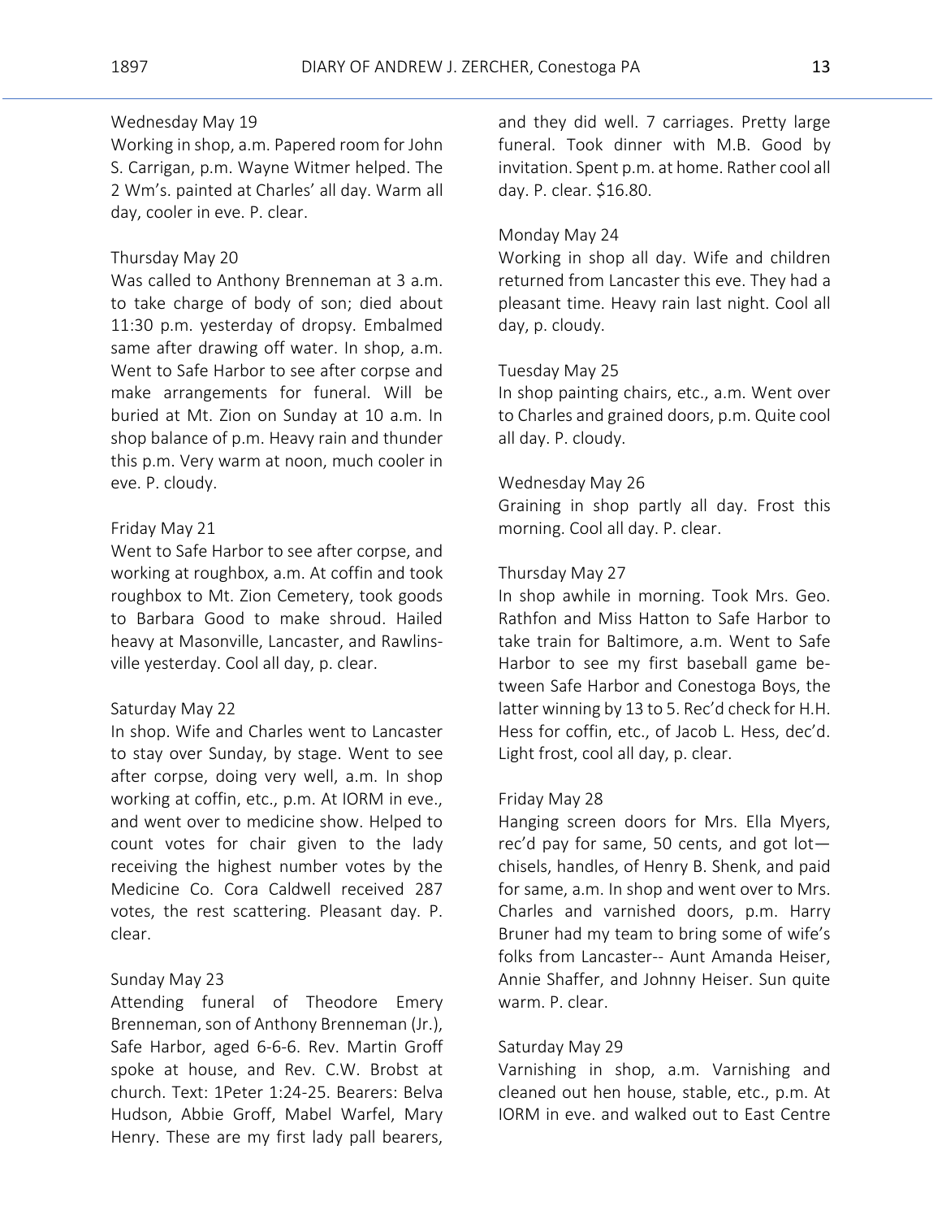Wednesday May 19
Working in shop, a.m. Papered room for John S. Carrigan, p.m. Wayne Witmer helped. The 2 Wm's. painted at Charles' all day. Warm all day, cooler in eve. P. clear.

Thursday May 20
Was called to Anthony Brenneman at 3 a.m. to take charge of body of son; died about 11:30 p.m. yesterday of dropsy. Embalmed same after drawing off water. In shop, a.m. Went to Safe Harbor to see after corpse and make arrangements for funeral. Will be buried at Mt. Zion on Sunday at 10 a.m. In shop balance of p.m. Heavy rain and thunder this p.m. Very warm at noon, much cooler in eve. P. cloudy.

Friday May 21
Went to Safe Harbor to see after corpse, and working at roughbox, a.m. At coffin and took roughbox to Mt. Zion Cemetery, took goods to Barbara Good to make shroud. Hailed heavy at Masonville, Lancaster, and Rawlinsville yesterday. Cool all day, p. clear.

Saturday May 22
In shop. Wife and Charles went to Lancaster to stay over Sunday, by stage. Went to see after corpse, doing very well, a.m. In shop working at coffin, etc., p.m. At IORM in eve., and went over to medicine show. Helped to count votes for chair given to the lady receiving the highest number votes by the Medicine Co. Cora Caldwell received 287 votes, the rest scattering. Pleasant day. P. clear.

Sunday May 23
Attending funeral of Theodore Emery Brenneman, son of Anthony Brenneman (Jr.), Safe Harbor, aged 6-6-6. Rev. Martin Groff spoke at house, and Rev. C.W. Brobst at church. Text: 1Peter 1:24-25. Bearers: Belva Hudson, Abbie Groff, Mabel Warfel, Mary Henry. These are my first lady pall bearers, and they did well. 7 carriages. Pretty large funeral. Took dinner with M.B. Good by invitation. Spent p.m. at home. Rather cool all day. P. clear. $16.80.

Monday May 24
Working in shop all day. Wife and children returned from Lancaster this eve. They had a pleasant time. Heavy rain last night. Cool all day, p. cloudy.

Tuesday May 25
In shop painting chairs, etc., a.m. Went over to Charles and grained doors, p.m. Quite cool all day. P. cloudy.

Wednesday May 26
Graining in shop partly all day. Frost this morning. Cool all day. P. clear.

Thursday May 27
In shop awhile in morning. Took Mrs. Geo. Rathfon and Miss Hatton to Safe Harbor to take train for Baltimore, a.m. Went to Safe Harbor to see my first baseball game between Safe Harbor and Conestoga Boys, the latter winning by 13 to 5. Rec'd check for H.H. Hess for coffin, etc., of Jacob L. Hess, dec'd. Light frost, cool all day, p. clear.

Friday May 28
Hanging screen doors for Mrs. Ella Myers, rec'd pay for same, 50 cents, and got lot—chisels, handles, of Henry B. Shenk, and paid for same, a.m. In shop and went over to Mrs. Charles and varnished doors, p.m. Harry Bruner had my team to bring some of wife's folks from Lancaster-- Aunt Amanda Heiser, Annie Shaffer, and Johnny Heiser. Sun quite warm. P. clear.

Saturday May 29
Varnishing in shop, a.m. Varnishing and cleaned out hen house, stable, etc., p.m. At IORM in eve. and walked out to East Centre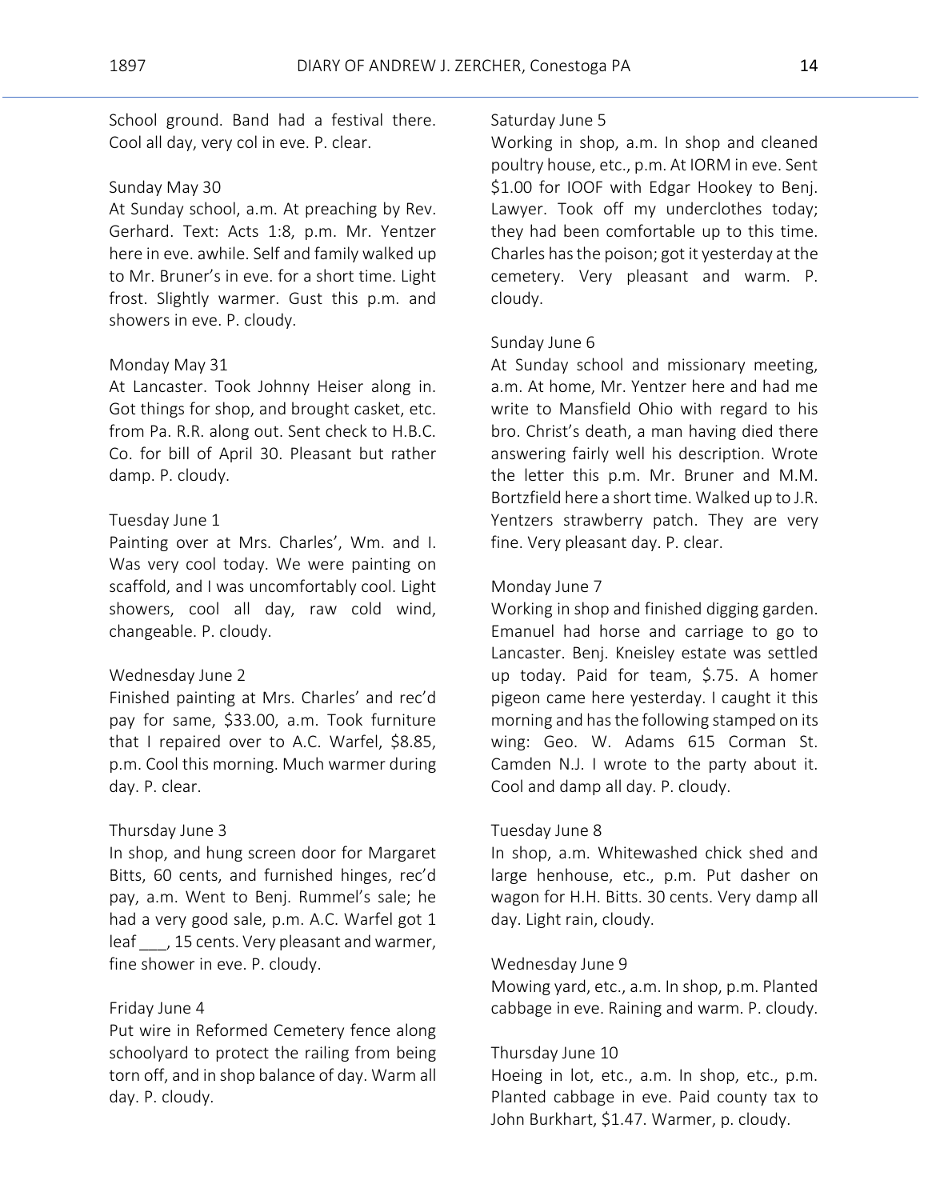School ground. Band had a festival there. Cool all day, very col in eve. P. clear.

Sunday May 30

At Sunday school, a.m. At preaching by Rev. Gerhard. Text: Acts 1:8, p.m. Mr. Yentzer here in eve. awhile. Self and family walked up to Mr. Bruner's in eve. for a short time. Light frost. Slightly warmer. Gust this p.m. and showers in eve. P. cloudy.

Monday May 31

At Lancaster. Took Johnny Heiser along in. Got things for shop, and brought casket, etc. from Pa. R.R. along out. Sent check to H.B.C. Co. for bill of April 30. Pleasant but rather damp. P. cloudy.

Tuesday June 1

Painting over at Mrs. Charles', Wm. and I. Was very cool today. We were painting on scaffold, and I was uncomfortably cool. Light showers, cool all day, raw cold wind, changeable. P. cloudy.

Wednesday June 2

Finished painting at Mrs. Charles' and rec'd pay for same, $33.00, a.m. Took furniture that I repaired over to A.C. Warfel, $8.85, p.m. Cool this morning. Much warmer during day. P. clear.

Thursday June 3

In shop, and hung screen door for Margaret Bitts, 60 cents, and furnished hinges, rec'd pay, a.m. Went to Benj. Rummel's sale; he had a very good sale, p.m. A.C. Warfel got 1 leaf ___, 15 cents. Very pleasant and warmer, fine shower in eve. P. cloudy.

Friday June 4

Put wire in Reformed Cemetery fence along schoolyard to protect the railing from being torn off, and in shop balance of day. Warm all day. P. cloudy.

Saturday June 5

Working in shop, a.m. In shop and cleaned poultry house, etc., p.m. At IORM in eve. Sent $1.00 for IOOF with Edgar Hookey to Benj. Lawyer. Took off my underclothes today; they had been comfortable up to this time. Charles has the poison; got it yesterday at the cemetery. Very pleasant and warm. P. cloudy.

Sunday June 6

At Sunday school and missionary meeting, a.m. At home, Mr. Yentzer here and had me write to Mansfield Ohio with regard to his bro. Christ's death, a man having died there answering fairly well his description. Wrote the letter this p.m. Mr. Bruner and M.M. Bortzfield here a short time. Walked up to J.R. Yentzers strawberry patch. They are very fine. Very pleasant day. P. clear.

Monday June 7

Working in shop and finished digging garden. Emanuel had horse and carriage to go to Lancaster. Benj. Kneisley estate was settled up today. Paid for team, $.75. A homer pigeon came here yesterday. I caught it this morning and has the following stamped on its wing: Geo. W. Adams 615 Corman St. Camden N.J. I wrote to the party about it. Cool and damp all day. P. cloudy.

Tuesday June 8

In shop, a.m. Whitewashed chick shed and large henhouse, etc., p.m. Put dasher on wagon for H.H. Bitts. 30 cents. Very damp all day. Light rain, cloudy.

Wednesday June 9

Mowing yard, etc., a.m. In shop, p.m. Planted cabbage in eve. Raining and warm. P. cloudy.

Thursday June 10

Hoeing in lot, etc., a.m. In shop, etc., p.m. Planted cabbage in eve. Paid county tax to John Burkhart, $1.47. Warmer, p. cloudy.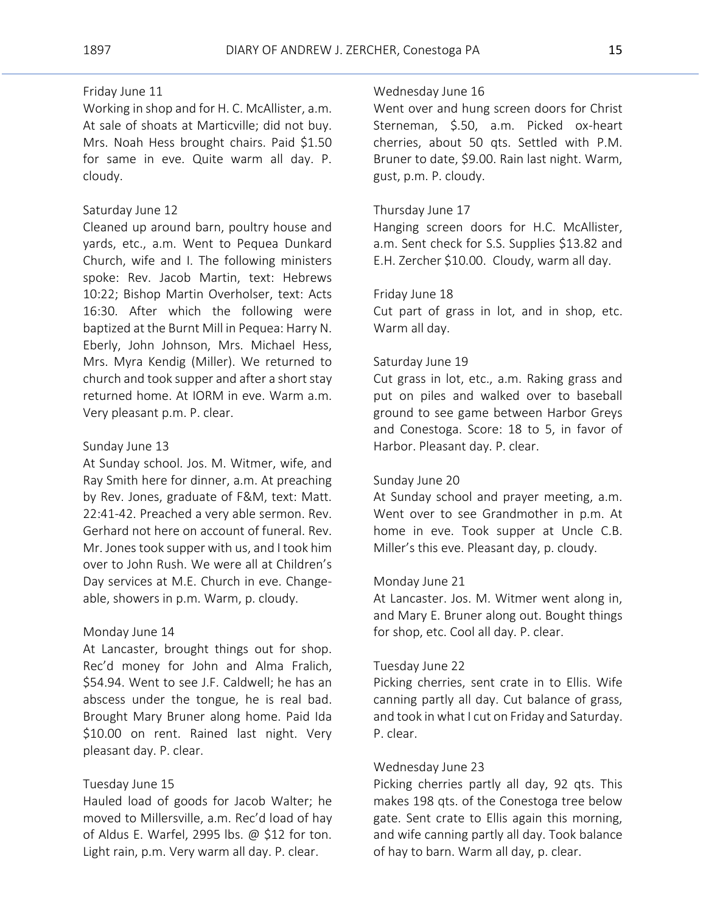Friday June 11
Working in shop and for H. C. McAllister, a.m. At sale of shoats at Marticville; did not buy. Mrs. Noah Hess brought chairs. Paid $1.50 for same in eve. Quite warm all day. P. cloudy.

Saturday June 12
Cleaned up around barn, poultry house and yards, etc., a.m. Went to Pequea Dunkard Church, wife and I. The following ministers spoke: Rev. Jacob Martin, text: Hebrews 10:22; Bishop Martin Overholser, text: Acts 16:30. After which the following were baptized at the Burnt Mill in Pequea: Harry N. Eberly, John Johnson, Mrs. Michael Hess, Mrs. Myra Kendig (Miller). We returned to church and took supper and after a short stay returned home. At IORM in eve. Warm a.m. Very pleasant p.m. P. clear.

Sunday June 13
At Sunday school. Jos. M. Witmer, wife, and Ray Smith here for dinner, a.m. At preaching by Rev. Jones, graduate of F&M, text: Matt. 22:41-42. Preached a very able sermon. Rev. Gerhard not here on account of funeral. Rev. Mr. Jones took supper with us, and I took him over to John Rush. We were all at Children's Day services at M.E. Church in eve. Changeable, showers in p.m. Warm, p. cloudy.

Monday June 14
At Lancaster, brought things out for shop. Rec'd money for John and Alma Fralich, $54.94. Went to see J.F. Caldwell; he has an abscess under the tongue, he is real bad. Brought Mary Bruner along home. Paid Ida $10.00 on rent. Rained last night. Very pleasant day. P. clear.

Tuesday June 15
Hauled load of goods for Jacob Walter; he moved to Millersville, a.m. Rec'd load of hay of Aldus E. Warfel, 2995 lbs. @ $12 for ton. Light rain, p.m. Very warm all day. P. clear.

Wednesday June 16
Went over and hung screen doors for Christ Sterneman, $.50, a.m. Picked ox-heart cherries, about 50 qts. Settled with P.M. Bruner to date, $9.00. Rain last night. Warm, gust, p.m. P. cloudy.

Thursday June 17
Hanging screen doors for H.C. McAllister, a.m. Sent check for S.S. Supplies $13.82 and E.H. Zercher $10.00. Cloudy, warm all day.

Friday June 18
Cut part of grass in lot, and in shop, etc. Warm all day.

Saturday June 19
Cut grass in lot, etc., a.m. Raking grass and put on piles and walked over to baseball ground to see game between Harbor Greys and Conestoga. Score: 18 to 5, in favor of Harbor. Pleasant day. P. clear.

Sunday June 20
At Sunday school and prayer meeting, a.m. Went over to see Grandmother in p.m. At home in eve. Took supper at Uncle C.B. Miller's this eve. Pleasant day, p. cloudy.

Monday June 21
At Lancaster. Jos. M. Witmer went along in, and Mary E. Bruner along out. Bought things for shop, etc. Cool all day. P. clear.

Tuesday June 22
Picking cherries, sent crate in to Ellis. Wife canning partly all day. Cut balance of grass, and took in what I cut on Friday and Saturday. P. clear.

Wednesday June 23
Picking cherries partly all day, 92 qts. This makes 198 qts. of the Conestoga tree below gate. Sent crate to Ellis again this morning, and wife canning partly all day. Took balance of hay to barn. Warm all day, p. clear.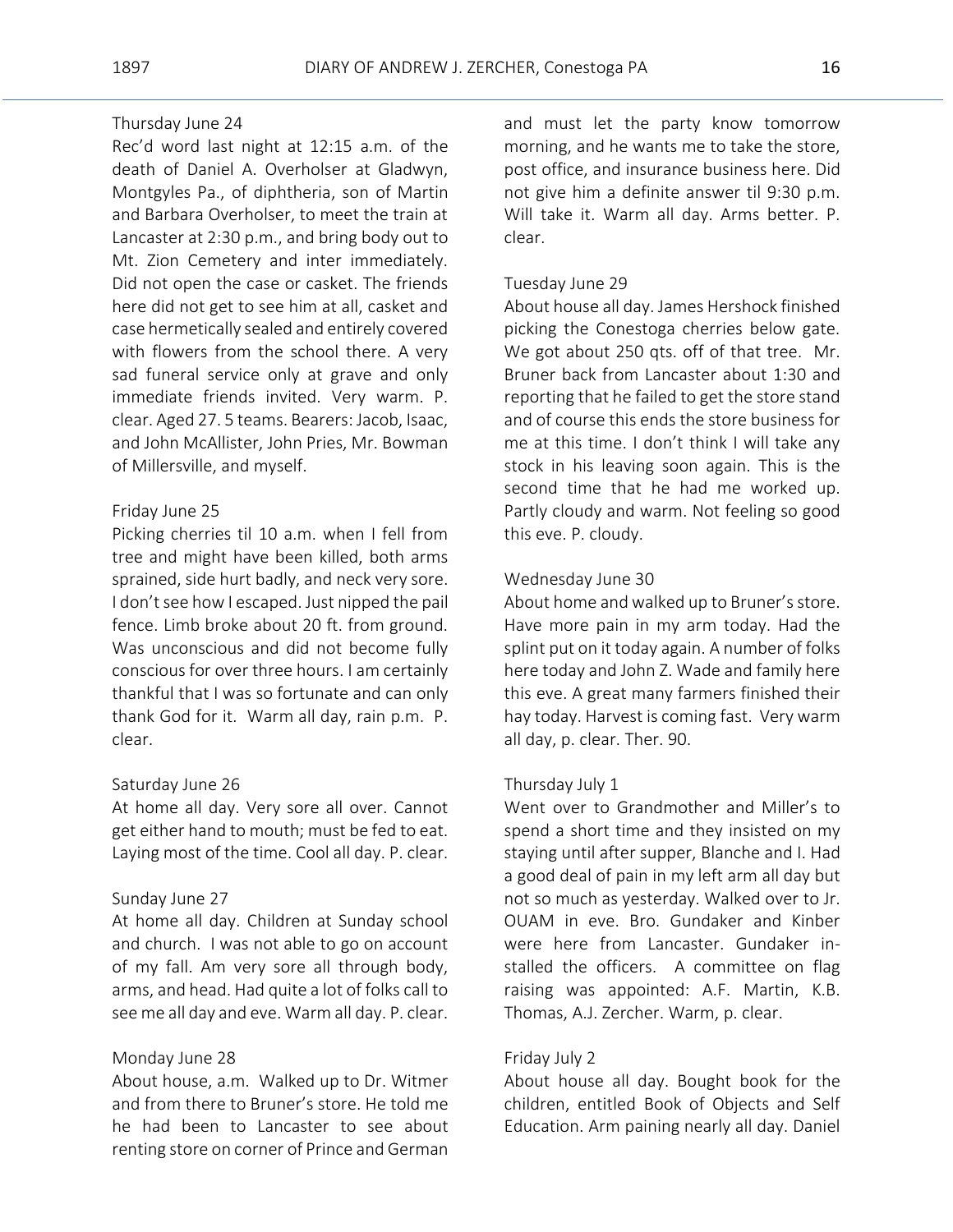Thursday June 24

Rec'd word last night at 12:15 a.m. of the death of Daniel A. Overholser at Gladwyn, Montgyles Pa., of diphtheria, son of Martin and Barbara Overholser, to meet the train at Lancaster at 2:30 p.m., and bring body out to Mt. Zion Cemetery and inter immediately. Did not open the case or casket. The friends here did not get to see him at all, casket and case hermetically sealed and entirely covered with flowers from the school there. A very sad funeral service only at grave and only immediate friends invited. Very warm. P. clear. Aged 27. 5 teams. Bearers: Jacob, Isaac, and John McAllister, John Pries, Mr. Bowman of Millersville, and myself.

Friday June 25

Picking cherries til 10 a.m. when I fell from tree and might have been killed, both arms sprained, side hurt badly, and neck very sore. I don't see how I escaped. Just nipped the pail fence. Limb broke about 20 ft. from ground. Was unconscious and did not become fully conscious for over three hours. I am certainly thankful that I was so fortunate and can only thank God for it. Warm all day, rain p.m. P. clear.

Saturday June 26

At home all day. Very sore all over. Cannot get either hand to mouth; must be fed to eat. Laying most of the time. Cool all day. P. clear.

Sunday June 27

At home all day. Children at Sunday school and church. I was not able to go on account of my fall. Am very sore all through body, arms, and head. Had quite a lot of folks call to see me all day and eve. Warm all day. P. clear.

Monday June 28

About house, a.m. Walked up to Dr. Witmer and from there to Bruner's store. He told me he had been to Lancaster to see about renting store on corner of Prince and German and must let the party know tomorrow morning, and he wants me to take the store, post office, and insurance business here. Did not give him a definite answer til 9:30 p.m. Will take it. Warm all day. Arms better. P. clear.

Tuesday June 29

About house all day. James Hershock finished picking the Conestoga cherries below gate. We got about 250 qts. off of that tree. Mr. Bruner back from Lancaster about 1:30 and reporting that he failed to get the store stand and of course this ends the store business for me at this time. I don't think I will take any stock in his leaving soon again. This is the second time that he had me worked up. Partly cloudy and warm. Not feeling so good this eve. P. cloudy.

Wednesday June 30

About home and walked up to Bruner's store. Have more pain in my arm today. Had the splint put on it today again. A number of folks here today and John Z. Wade and family here this eve. A great many farmers finished their hay today. Harvest is coming fast. Very warm all day, p. clear. Ther. 90.

Thursday July 1

Went over to Grandmother and Miller's to spend a short time and they insisted on my staying until after supper, Blanche and I. Had a good deal of pain in my left arm all day but not so much as yesterday. Walked over to Jr. OUAM in eve. Bro. Gundaker and Kinber were here from Lancaster. Gundaker installed the officers. A committee on flag raising was appointed: A.F. Martin, K.B. Thomas, A.J. Zercher. Warm, p. clear.

Friday July 2

About house all day. Bought book for the children, entitled Book of Objects and Self Education. Arm paining nearly all day. Daniel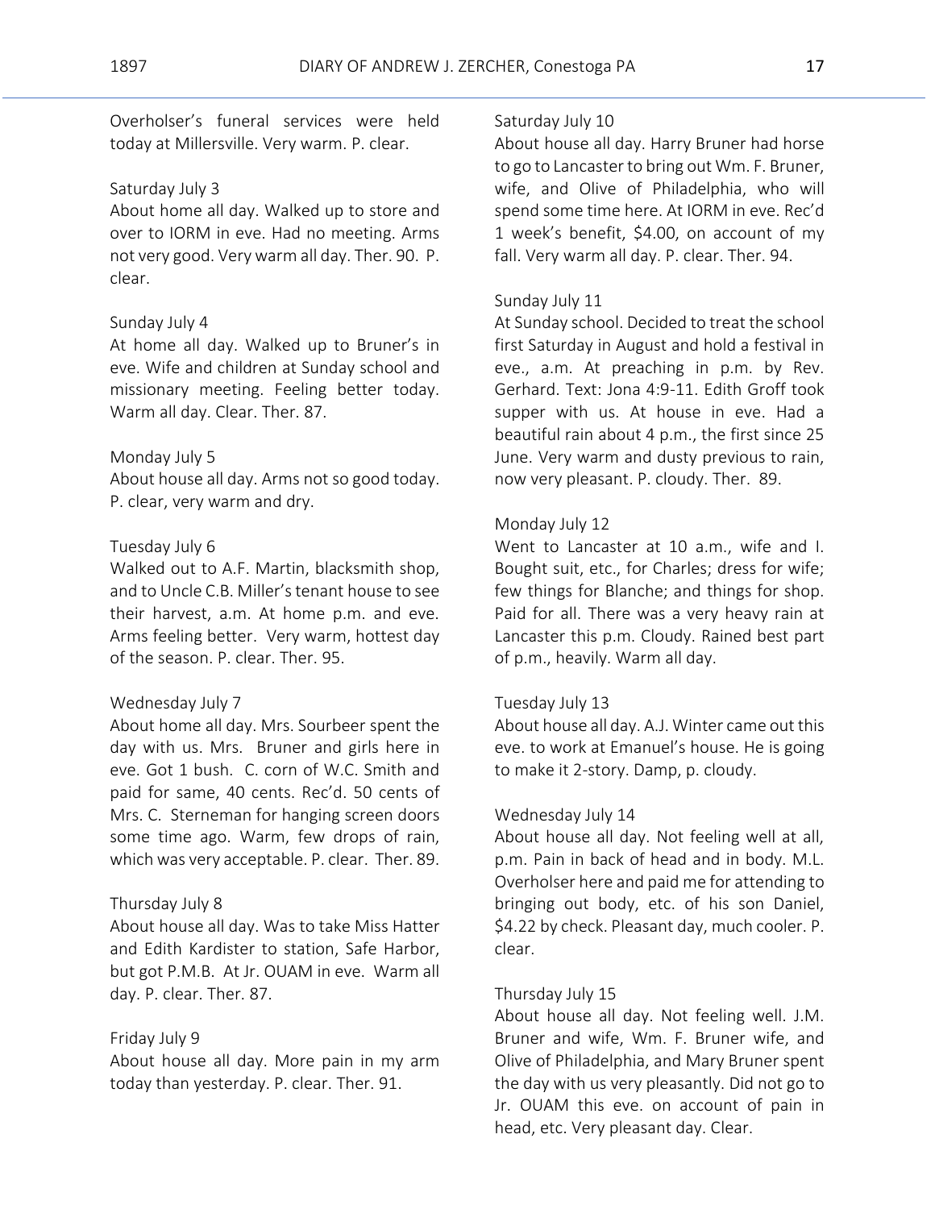Overholser's funeral services were held today at Millersville. Very warm. P. clear.

Saturday July 3
About home all day. Walked up to store and over to IORM in eve. Had no meeting. Arms not very good. Very warm all day. Ther. 90. P. clear.

Sunday July 4
At home all day. Walked up to Bruner's in eve. Wife and children at Sunday school and missionary meeting. Feeling better today. Warm all day. Clear. Ther. 87.

Monday July 5
About house all day. Arms not so good today. P. clear, very warm and dry.

Tuesday July 6
Walked out to A.F. Martin, blacksmith shop, and to Uncle C.B. Miller's tenant house to see their harvest, a.m. At home p.m. and eve. Arms feeling better. Very warm, hottest day of the season. P. clear. Ther. 95.

Wednesday July 7
About home all day. Mrs. Sourbeer spent the day with us. Mrs. Bruner and girls here in eve. Got 1 bush. C. corn of W.C. Smith and paid for same, 40 cents. Rec'd. 50 cents of Mrs. C. Sterneman for hanging screen doors some time ago. Warm, few drops of rain, which was very acceptable. P. clear. Ther. 89.

Thursday July 8
About house all day. Was to take Miss Hatter and Edith Kardister to station, Safe Harbor, but got P.M.B. At Jr. OUAM in eve. Warm all day. P. clear. Ther. 87.

Friday July 9
About house all day. More pain in my arm today than yesterday. P. clear. Ther. 91.

Saturday July 10
About house all day. Harry Bruner had horse to go to Lancaster to bring out Wm. F. Bruner, wife, and Olive of Philadelphia, who will spend some time here. At IORM in eve. Rec'd 1 week's benefit, $4.00, on account of my fall. Very warm all day. P. clear. Ther. 94.

Sunday July 11
At Sunday school. Decided to treat the school first Saturday in August and hold a festival in eve., a.m. At preaching in p.m. by Rev. Gerhard. Text: Jona 4:9-11. Edith Groff took supper with us. At house in eve. Had a beautiful rain about 4 p.m., the first since 25 June. Very warm and dusty previous to rain, now very pleasant. P. cloudy. Ther. 89.

Monday July 12
Went to Lancaster at 10 a.m., wife and I. Bought suit, etc., for Charles; dress for wife; few things for Blanche; and things for shop. Paid for all. There was a very heavy rain at Lancaster this p.m. Cloudy. Rained best part of p.m., heavily. Warm all day.

Tuesday July 13
About house all day. A.J. Winter came out this eve. to work at Emanuel's house. He is going to make it 2-story. Damp, p. cloudy.

Wednesday July 14
About house all day. Not feeling well at all, p.m. Pain in back of head and in body. M.L. Overholser here and paid me for attending to bringing out body, etc. of his son Daniel, $4.22 by check. Pleasant day, much cooler. P. clear.

Thursday July 15
About house all day. Not feeling well. J.M. Bruner and wife, Wm. F. Bruner wife, and Olive of Philadelphia, and Mary Bruner spent the day with us very pleasantly. Did not go to Jr. OUAM this eve. on account of pain in head, etc. Very pleasant day. Clear.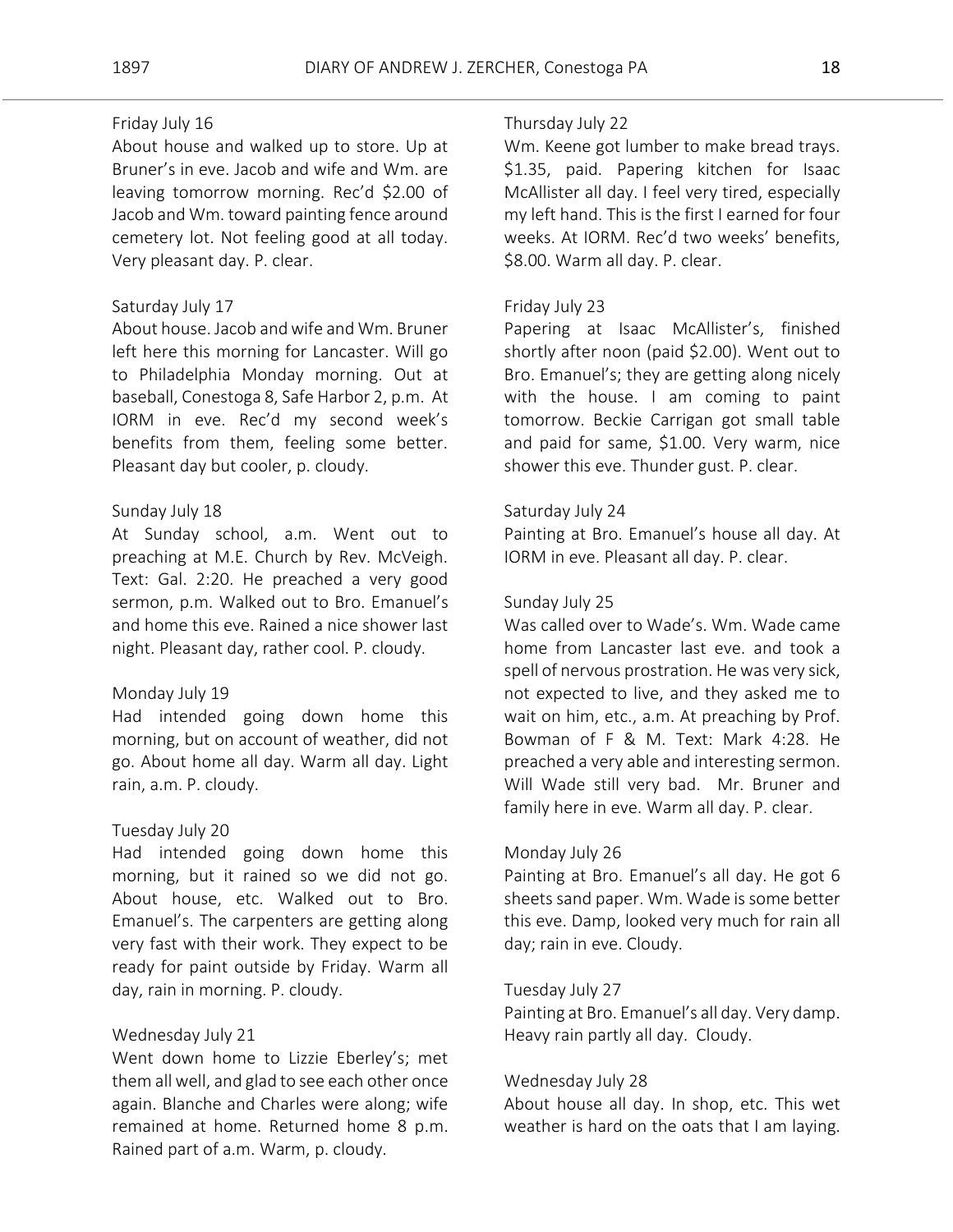Friday July 16

About house and walked up to store. Up at Bruner's in eve. Jacob and wife and Wm. are leaving tomorrow morning. Rec'd $2.00 of Jacob and Wm. toward painting fence around cemetery lot. Not feeling good at all today. Very pleasant day. P. clear.

Saturday July 17

About house. Jacob and wife and Wm. Bruner left here this morning for Lancaster. Will go to Philadelphia Monday morning. Out at baseball, Conestoga 8, Safe Harbor 2, p.m. At IORM in eve. Rec'd my second week's benefits from them, feeling some better. Pleasant day but cooler, p. cloudy.

Sunday July 18

At Sunday school, a.m. Went out to preaching at M.E. Church by Rev. McVeigh. Text: Gal. 2:20. He preached a very good sermon, p.m. Walked out to Bro. Emanuel's and home this eve. Rained a nice shower last night. Pleasant day, rather cool. P. cloudy.

Monday July 19

Had intended going down home this morning, but on account of weather, did not go. About home all day. Warm all day. Light rain, a.m. P. cloudy.

Tuesday July 20

Had intended going down home this morning, but it rained so we did not go. About house, etc. Walked out to Bro. Emanuel's. The carpenters are getting along very fast with their work. They expect to be ready for paint outside by Friday. Warm all day, rain in morning. P. cloudy.

Wednesday July 21

Went down home to Lizzie Eberley's; met them all well, and glad to see each other once again. Blanche and Charles were along; wife remained at home. Returned home 8 p.m. Rained part of a.m. Warm, p. cloudy.

Thursday July 22

Wm. Keene got lumber to make bread trays. $1.35, paid. Papering kitchen for Isaac McAllister all day. I feel very tired, especially my left hand. This is the first I earned for four weeks. At IORM. Rec'd two weeks' benefits, $8.00. Warm all day. P. clear.

Friday July 23

Papering at Isaac McAllister's, finished shortly after noon (paid $2.00). Went out to Bro. Emanuel's; they are getting along nicely with the house. I am coming to paint tomorrow. Beckie Carrigan got small table and paid for same, $1.00. Very warm, nice shower this eve. Thunder gust. P. clear.

Saturday July 24

Painting at Bro. Emanuel's house all day. At IORM in eve. Pleasant all day. P. clear.

Sunday July 25

Was called over to Wade's. Wm. Wade came home from Lancaster last eve. and took a spell of nervous prostration. He was very sick, not expected to live, and they asked me to wait on him, etc., a.m. At preaching by Prof. Bowman of F & M. Text: Mark 4:28. He preached a very able and interesting sermon. Will Wade still very bad. Mr. Bruner and family here in eve. Warm all day. P. clear.

Monday July 26

Painting at Bro. Emanuel's all day. He got 6 sheets sand paper. Wm. Wade is some better this eve. Damp, looked very much for rain all day; rain in eve. Cloudy.

Tuesday July 27

Painting at Bro. Emanuel's all day. Very damp. Heavy rain partly all day. Cloudy.

Wednesday July 28

About house all day. In shop, etc. This wet weather is hard on the oats that I am laying.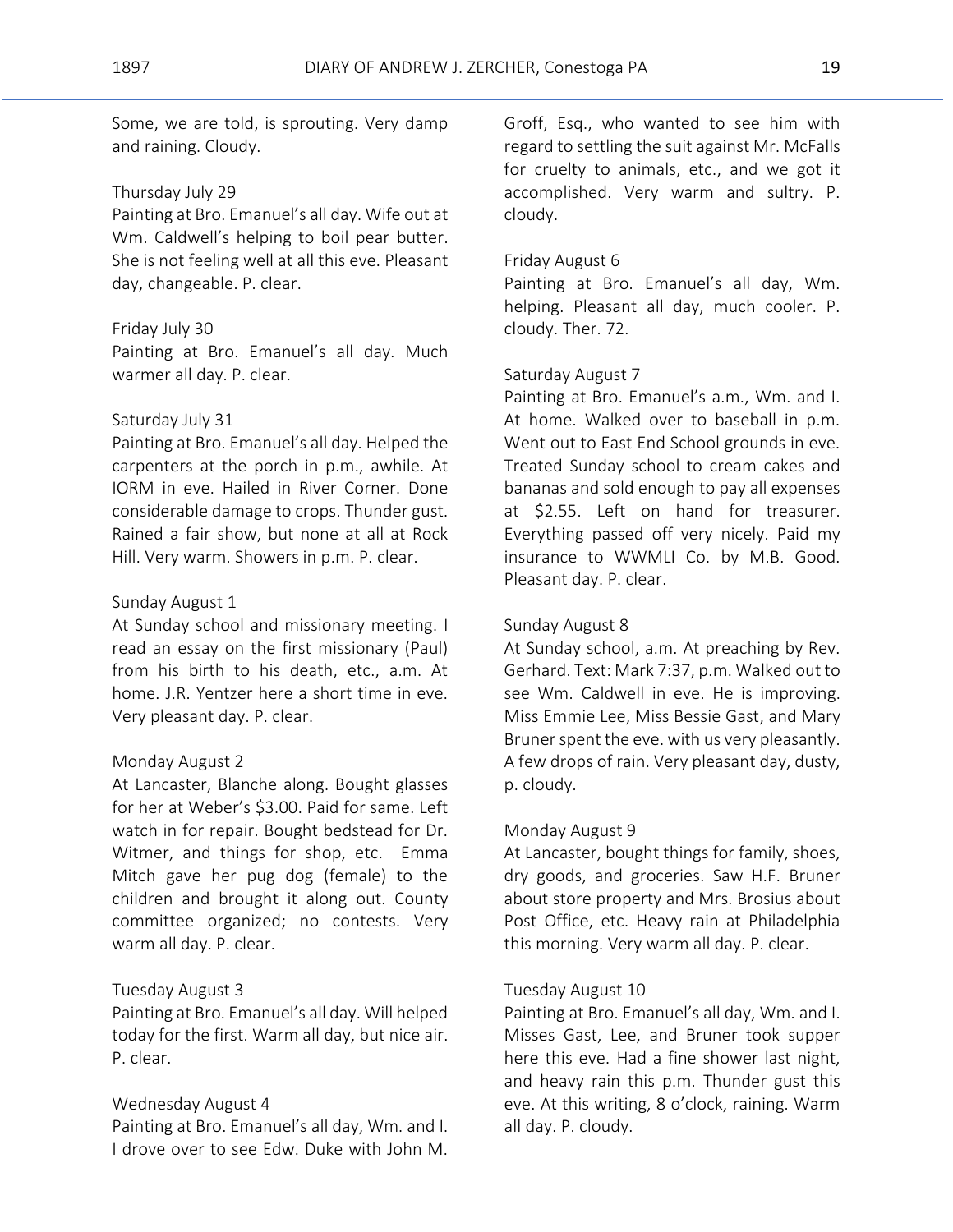Some, we are told, is sprouting. Very damp and raining. Cloudy.

Thursday July 29
Painting at Bro. Emanuel's all day. Wife out at Wm. Caldwell's helping to boil pear butter. She is not feeling well at all this eve. Pleasant day, changeable. P. clear.

Friday July 30
Painting at Bro. Emanuel's all day. Much warmer all day. P. clear.

Saturday July 31
Painting at Bro. Emanuel's all day. Helped the carpenters at the porch in p.m., awhile. At IORM in eve. Hailed in River Corner. Done considerable damage to crops. Thunder gust. Rained a fair show, but none at all at Rock Hill. Very warm. Showers in p.m. P. clear.

Sunday August 1
At Sunday school and missionary meeting. I read an essay on the first missionary (Paul) from his birth to his death, etc., a.m. At home. J.R. Yentzer here a short time in eve. Very pleasant day. P. clear.

Monday August 2
At Lancaster, Blanche along. Bought glasses for her at Weber's $3.00. Paid for same. Left watch in for repair. Bought bedstead for Dr. Witmer, and things for shop, etc. Emma Mitch gave her pug dog (female) to the children and brought it along out. County committee organized; no contests. Very warm all day. P. clear.

Tuesday August 3
Painting at Bro. Emanuel's all day. Will helped today for the first. Warm all day, but nice air. P. clear.

Wednesday August 4
Painting at Bro. Emanuel's all day, Wm. and I. I drove over to see Edw. Duke with John M. Groff, Esq., who wanted to see him with regard to settling the suit against Mr. McFalls for cruelty to animals, etc., and we got it accomplished. Very warm and sultry. P. cloudy.

Friday August 6
Painting at Bro. Emanuel's all day, Wm. helping. Pleasant all day, much cooler. P. cloudy. Ther. 72.

Saturday August 7
Painting at Bro. Emanuel's a.m., Wm. and I. At home. Walked over to baseball in p.m. Went out to East End School grounds in eve. Treated Sunday school to cream cakes and bananas and sold enough to pay all expenses at $2.55. Left on hand for treasurer. Everything passed off very nicely. Paid my insurance to WWMLI Co. by M.B. Good. Pleasant day. P. clear.

Sunday August 8
At Sunday school, a.m. At preaching by Rev. Gerhard. Text: Mark 7:37, p.m. Walked out to see Wm. Caldwell in eve. He is improving. Miss Emmie Lee, Miss Bessie Gast, and Mary Bruner spent the eve. with us very pleasantly. A few drops of rain. Very pleasant day, dusty, p. cloudy.

Monday August 9
At Lancaster, bought things for family, shoes, dry goods, and groceries. Saw H.F. Bruner about store property and Mrs. Brosius about Post Office, etc. Heavy rain at Philadelphia this morning. Very warm all day. P. clear.

Tuesday August 10
Painting at Bro. Emanuel's all day, Wm. and I. Misses Gast, Lee, and Bruner took supper here this eve. Had a fine shower last night, and heavy rain this p.m. Thunder gust this eve. At this writing, 8 o'clock, raining. Warm all day. P. cloudy.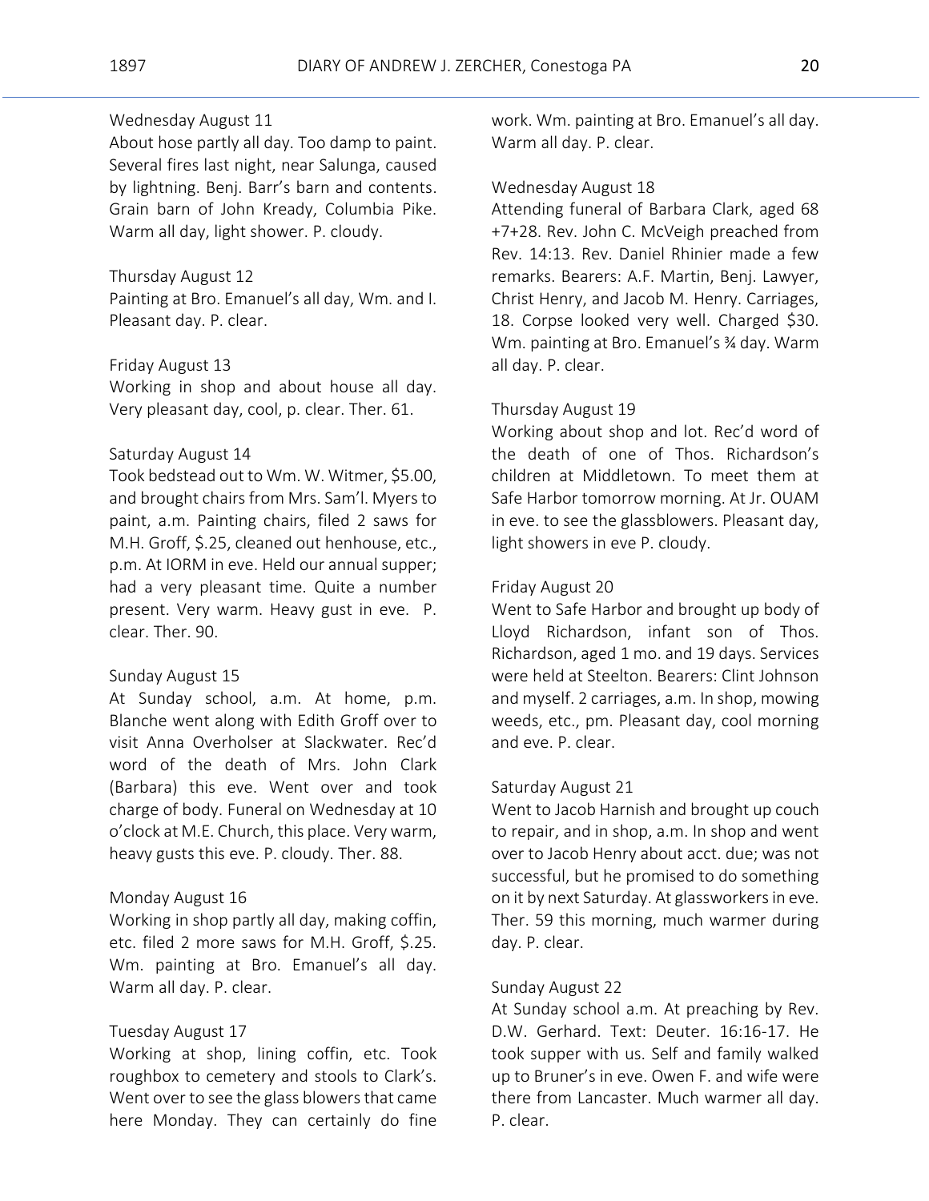Wednesday August 11

About hose partly all day. Too damp to paint. Several fires last night, near Salunga, caused by lightning. Benj. Barr's barn and contents. Grain barn of John Kready, Columbia Pike. Warm all day, light shower. P. cloudy.

Thursday August 12

Painting at Bro. Emanuel's all day, Wm. and I. Pleasant day. P. clear.

Friday August 13

Working in shop and about house all day. Very pleasant day, cool, p. clear. Ther. 61.

Saturday August 14

Took bedstead out to Wm. W. Witmer, $5.00, and brought chairs from Mrs. Sam'l. Myers to paint, a.m. Painting chairs, filed 2 saws for M.H. Groff, $.25, cleaned out henhouse, etc., p.m. At IORM in eve. Held our annual supper; had a very pleasant time. Quite a number present. Very warm. Heavy gust in eve. P. clear. Ther. 90.

Sunday August 15

At Sunday school, a.m. At home, p.m. Blanche went along with Edith Groff over to visit Anna Overholser at Slackwater. Rec'd word of the death of Mrs. John Clark (Barbara) this eve. Went over and took charge of body. Funeral on Wednesday at 10 o'clock at M.E. Church, this place. Very warm, heavy gusts this eve. P. cloudy. Ther. 88.

Monday August 16

Working in shop partly all day, making coffin, etc. filed 2 more saws for M.H. Groff, $.25. Wm. painting at Bro. Emanuel's all day. Warm all day. P. clear.

Tuesday August 17

Working at shop, lining coffin, etc. Took roughbox to cemetery and stools to Clark's. Went over to see the glass blowers that came here Monday. They can certainly do fine work. Wm. painting at Bro. Emanuel's all day. Warm all day. P. clear.

Wednesday August 18

Attending funeral of Barbara Clark, aged 68 +7+28. Rev. John C. McVeigh preached from Rev. 14:13. Rev. Daniel Rhinier made a few remarks. Bearers: A.F. Martin, Benj. Lawyer, Christ Henry, and Jacob M. Henry. Carriages, 18. Corpse looked very well. Charged $30. Wm. painting at Bro. Emanuel's ¾ day. Warm all day. P. clear.

Thursday August 19

Working about shop and lot. Rec'd word of the death of one of Thos. Richardson's children at Middletown. To meet them at Safe Harbor tomorrow morning. At Jr. OUAM in eve. to see the glassblowers. Pleasant day, light showers in eve P. cloudy.

Friday August 20

Went to Safe Harbor and brought up body of Lloyd Richardson, infant son of Thos. Richardson, aged 1 mo. and 19 days. Services were held at Steelton. Bearers: Clint Johnson and myself. 2 carriages, a.m. In shop, mowing weeds, etc., pm. Pleasant day, cool morning and eve. P. clear.

Saturday August 21

Went to Jacob Harnish and brought up couch to repair, and in shop, a.m. In shop and went over to Jacob Henry about acct. due; was not successful, but he promised to do something on it by next Saturday. At glassworkers in eve. Ther. 59 this morning, much warmer during day. P. clear.

Sunday August 22

At Sunday school a.m. At preaching by Rev. D.W. Gerhard. Text: Deuter. 16:16-17. He took supper with us. Self and family walked up to Bruner's in eve. Owen F. and wife were there from Lancaster. Much warmer all day. P. clear.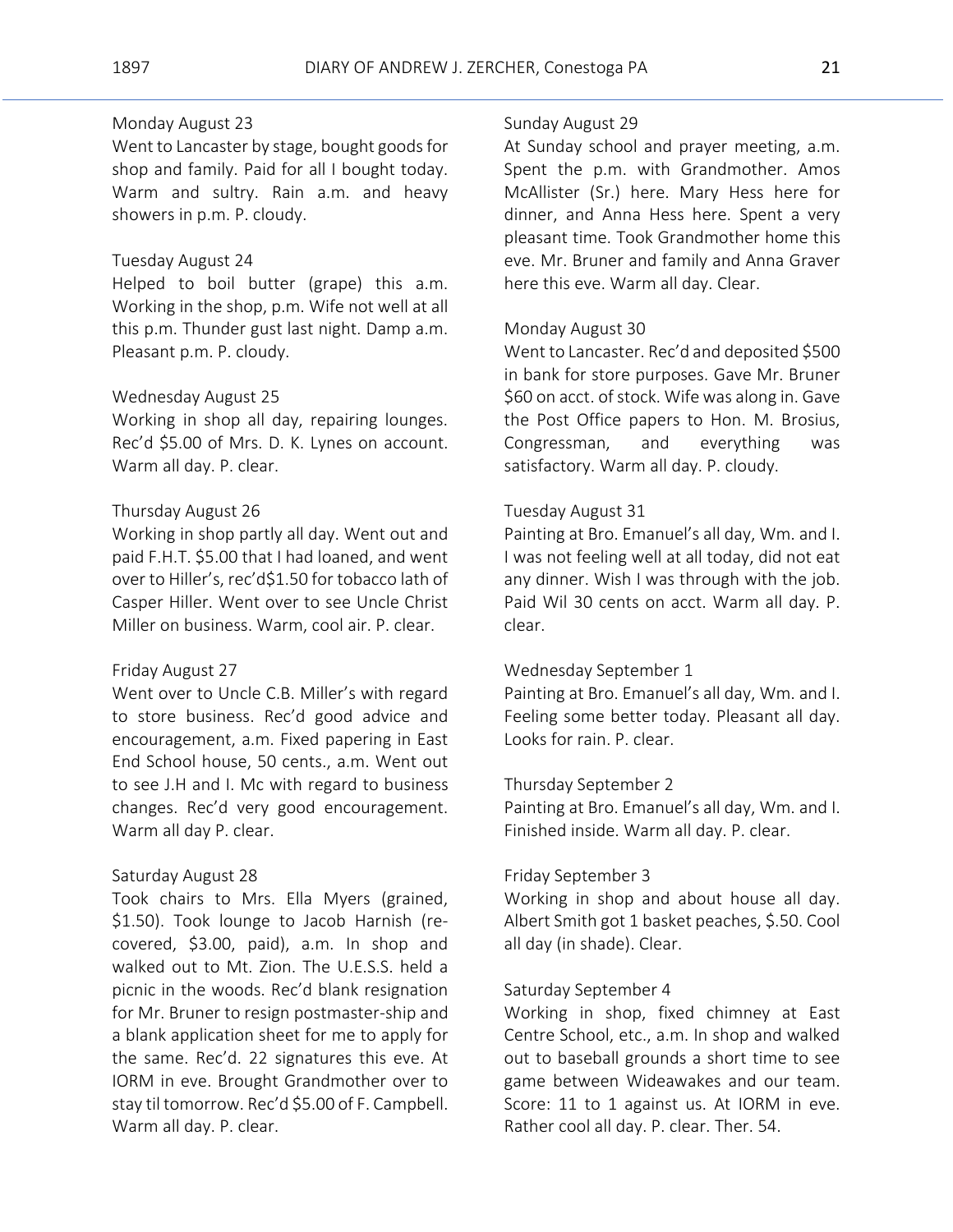Monday August 23
Went to Lancaster by stage, bought goods for shop and family. Paid for all I bought today. Warm and sultry. Rain a.m. and heavy showers in p.m. P. cloudy.

Tuesday August 24
Helped to boil butter (grape) this a.m. Working in the shop, p.m. Wife not well at all this p.m. Thunder gust last night. Damp a.m. Pleasant p.m. P. cloudy.

Wednesday August 25
Working in shop all day, repairing lounges. Rec'd $5.00 of Mrs. D. K. Lynes on account. Warm all day. P. clear.

Thursday August 26
Working in shop partly all day. Went out and paid F.H.T. $5.00 that I had loaned, and went over to Hiller's, rec'd$1.50 for tobacco lath of Casper Hiller. Went over to see Uncle Christ Miller on business. Warm, cool air. P. clear.

Friday August 27
Went over to Uncle C.B. Miller's with regard to store business. Rec'd good advice and encouragement, a.m. Fixed papering in East End School house, 50 cents., a.m. Went out to see J.H and I. Mc with regard to business changes. Rec'd very good encouragement. Warm all day P. clear.

Saturday August 28
Took chairs to Mrs. Ella Myers (grained, $1.50). Took lounge to Jacob Harnish (re-covered, $3.00, paid), a.m. In shop and walked out to Mt. Zion. The U.E.S.S. held a picnic in the woods. Rec'd blank resignation for Mr. Bruner to resign postmaster-ship and a blank application sheet for me to apply for the same. Rec'd. 22 signatures this eve. At IORM in eve. Brought Grandmother over to stay til tomorrow. Rec'd $5.00 of F. Campbell. Warm all day. P. clear.

Sunday August 29
At Sunday school and prayer meeting, a.m. Spent the p.m. with Grandmother. Amos McAllister (Sr.) here. Mary Hess here for dinner, and Anna Hess here. Spent a very pleasant time. Took Grandmother home this eve. Mr. Bruner and family and Anna Graver here this eve. Warm all day. Clear.

Monday August 30
Went to Lancaster. Rec'd and deposited $500 in bank for store purposes. Gave Mr. Bruner $60 on acct. of stock. Wife was along in. Gave the Post Office papers to Hon. M. Brosius, Congressman, and everything was satisfactory. Warm all day. P. cloudy.

Tuesday August 31
Painting at Bro. Emanuel's all day, Wm. and I. I was not feeling well at all today, did not eat any dinner. Wish I was through with the job. Paid Wil 30 cents on acct. Warm all day. P. clear.

Wednesday September 1
Painting at Bro. Emanuel's all day, Wm. and I. Feeling some better today. Pleasant all day. Looks for rain. P. clear.

Thursday September 2
Painting at Bro. Emanuel's all day, Wm. and I. Finished inside. Warm all day. P. clear.

Friday September 3
Working in shop and about house all day. Albert Smith got 1 basket peaches, $.50. Cool all day (in shade). Clear.

Saturday September 4
Working in shop, fixed chimney at East Centre School, etc., a.m. In shop and walked out to baseball grounds a short time to see game between Wideawakes and our team. Score: 11 to 1 against us. At IORM in eve. Rather cool all day. P. clear. Ther. 54.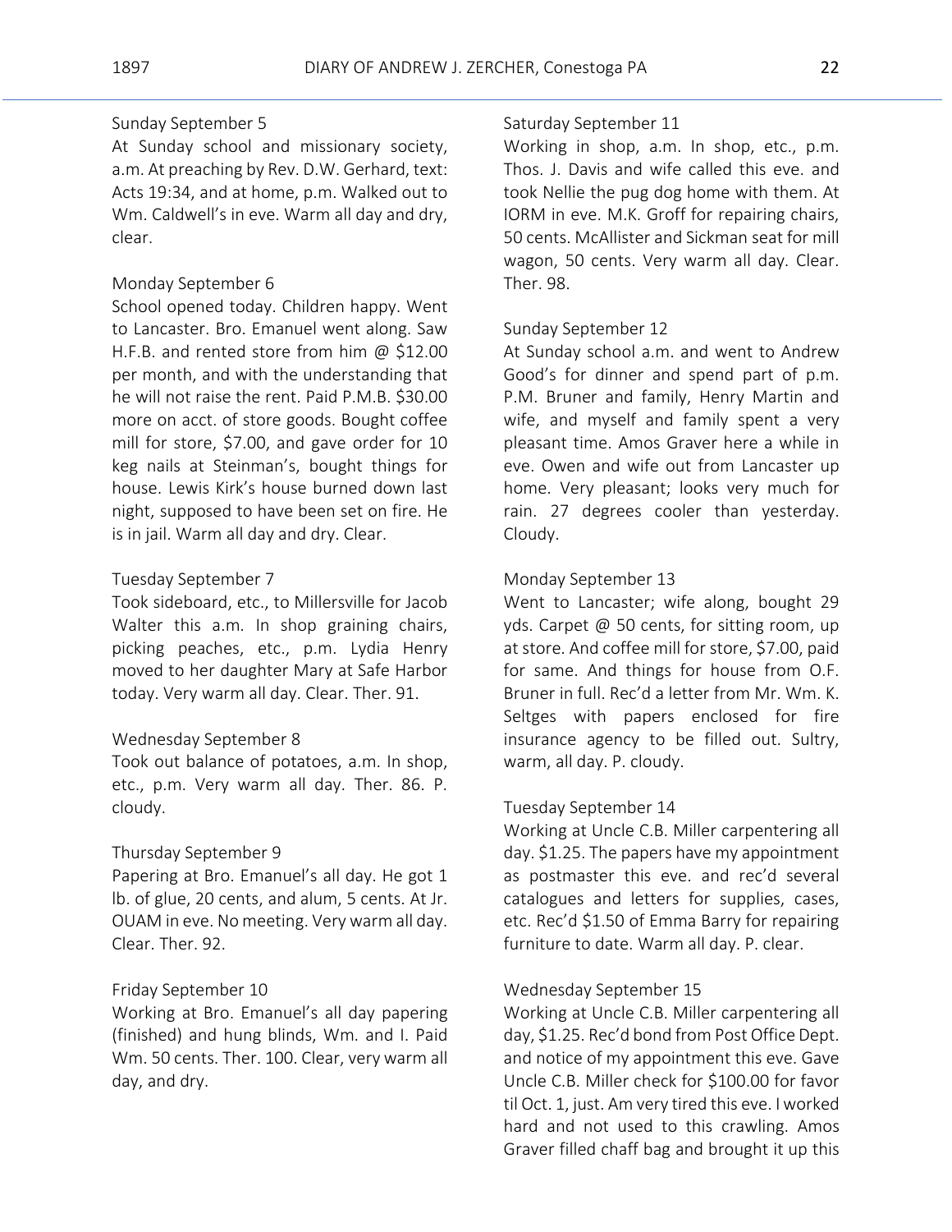Sunday September 5
At Sunday school and missionary society, a.m. At preaching by Rev. D.W. Gerhard, text: Acts 19:34, and at home, p.m. Walked out to Wm. Caldwell's in eve. Warm all day and dry, clear.

Monday September 6
School opened today. Children happy. Went to Lancaster. Bro. Emanuel went along. Saw H.F.B. and rented store from him @ $12.00 per month, and with the understanding that he will not raise the rent. Paid P.M.B. $30.00 more on acct. of store goods. Bought coffee mill for store, $7.00, and gave order for 10 keg nails at Steinman's, bought things for house. Lewis Kirk's house burned down last night, supposed to have been set on fire. He is in jail. Warm all day and dry. Clear.

Tuesday September 7
Took sideboard, etc., to Millersville for Jacob Walter this a.m. In shop graining chairs, picking peaches, etc., p.m. Lydia Henry moved to her daughter Mary at Safe Harbor today. Very warm all day. Clear. Ther. 91.

Wednesday September 8
Took out balance of potatoes, a.m. In shop, etc., p.m. Very warm all day. Ther. 86. P. cloudy.

Thursday September 9
Papering at Bro. Emanuel's all day. He got 1 lb. of glue, 20 cents, and alum, 5 cents. At Jr. OUAM in eve. No meeting. Very warm all day. Clear. Ther. 92.

Friday September 10
Working at Bro. Emanuel's all day papering (finished) and hung blinds, Wm. and I. Paid Wm. 50 cents. Ther. 100. Clear, very warm all day, and dry.

Saturday September 11
Working in shop, a.m. In shop, etc., p.m. Thos. J. Davis and wife called this eve. and took Nellie the pug dog home with them. At IORM in eve. M.K. Groff for repairing chairs, 50 cents. McAllister and Sickman seat for mill wagon, 50 cents. Very warm all day. Clear. Ther. 98.

Sunday September 12
At Sunday school a.m. and went to Andrew Good's for dinner and spend part of p.m. P.M. Bruner and family, Henry Martin and wife, and myself and family spent a very pleasant time. Amos Graver here a while in eve. Owen and wife out from Lancaster up home. Very pleasant; looks very much for rain. 27 degrees cooler than yesterday. Cloudy.

Monday September 13
Went to Lancaster; wife along, bought 29 yds. Carpet @ 50 cents, for sitting room, up at store. And coffee mill for store, $7.00, paid for same. And things for house from O.F. Bruner in full. Rec'd a letter from Mr. Wm. K. Seltges with papers enclosed for fire insurance agency to be filled out. Sultry, warm, all day. P. cloudy.

Tuesday September 14
Working at Uncle C.B. Miller carpentering all day. $1.25. The papers have my appointment as postmaster this eve. and rec'd several catalogues and letters for supplies, cases, etc. Rec'd $1.50 of Emma Barry for repairing furniture to date. Warm all day. P. clear.

Wednesday September 15
Working at Uncle C.B. Miller carpentering all day, $1.25. Rec'd bond from Post Office Dept. and notice of my appointment this eve. Gave Uncle C.B. Miller check for $100.00 for favor til Oct. 1, just. Am very tired this eve. I worked hard and not used to this crawling. Amos Graver filled chaff bag and brought it up this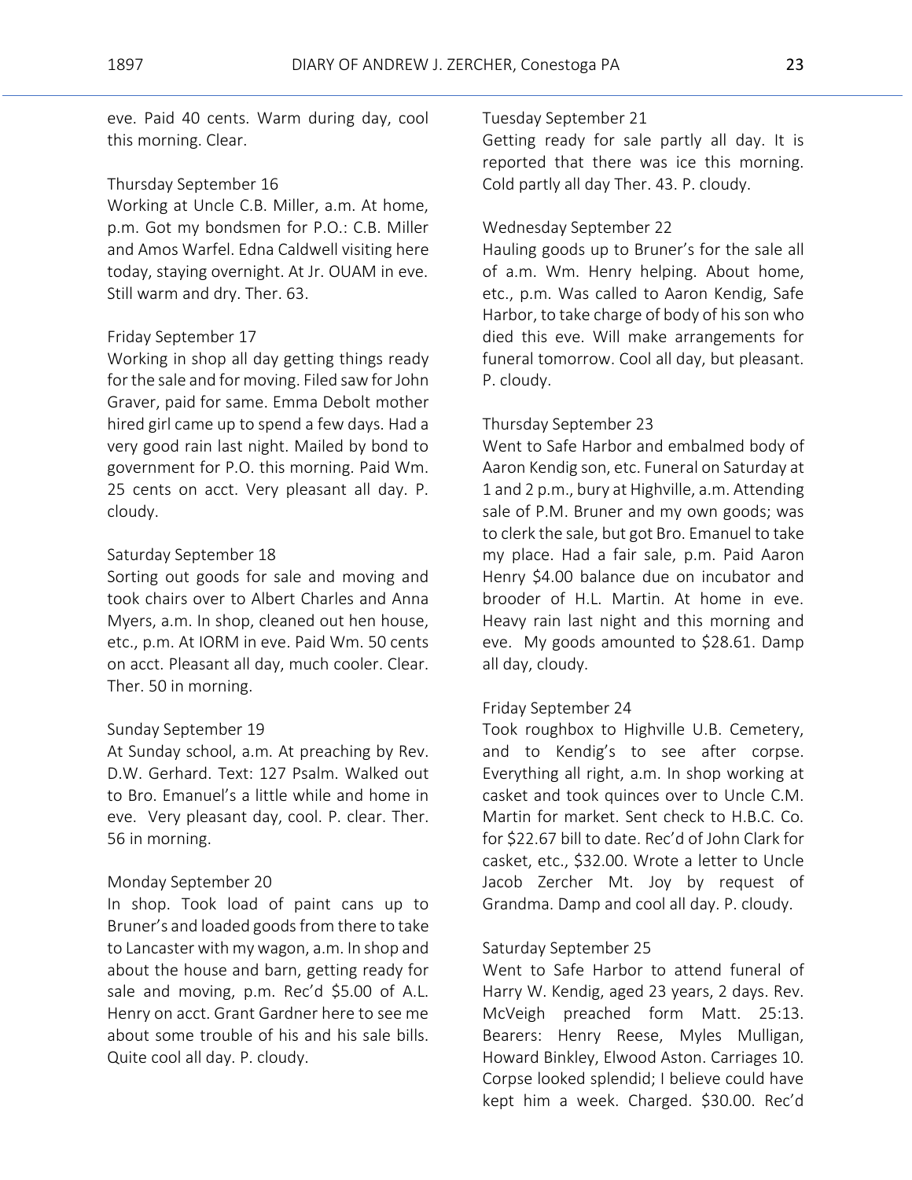eve. Paid 40 cents. Warm during day, cool this morning. Clear.

Thursday September 16
Working at Uncle C.B. Miller, a.m. At home, p.m. Got my bondsmen for P.O.: C.B. Miller and Amos Warfel. Edna Caldwell visiting here today, staying overnight. At Jr. OUAM in eve. Still warm and dry. Ther. 63.

Friday September 17
Working in shop all day getting things ready for the sale and for moving. Filed saw for John Graver, paid for same. Emma Debolt mother hired girl came up to spend a few days. Had a very good rain last night. Mailed by bond to government for P.O. this morning. Paid Wm. 25 cents on acct. Very pleasant all day. P. cloudy.

Saturday September 18
Sorting out goods for sale and moving and took chairs over to Albert Charles and Anna Myers, a.m. In shop, cleaned out hen house, etc., p.m. At IORM in eve. Paid Wm. 50 cents on acct. Pleasant all day, much cooler. Clear. Ther. 50 in morning.

Sunday September 19
At Sunday school, a.m. At preaching by Rev. D.W. Gerhard. Text: 127 Psalm. Walked out to Bro. Emanuel's a little while and home in eve. Very pleasant day, cool. P. clear. Ther. 56 in morning.

Monday September 20
In shop. Took load of paint cans up to Bruner's and loaded goods from there to take to Lancaster with my wagon, a.m. In shop and about the house and barn, getting ready for sale and moving, p.m. Rec'd $5.00 of A.L. Henry on acct. Grant Gardner here to see me about some trouble of his and his sale bills. Quite cool all day. P. cloudy.

Tuesday September 21
Getting ready for sale partly all day. It is reported that there was ice this morning. Cold partly all day Ther. 43. P. cloudy.

Wednesday September 22
Hauling goods up to Bruner's for the sale all of a.m. Wm. Henry helping. About home, etc., p.m. Was called to Aaron Kendig, Safe Harbor, to take charge of body of his son who died this eve. Will make arrangements for funeral tomorrow. Cool all day, but pleasant. P. cloudy.

Thursday September 23
Went to Safe Harbor and embalmed body of Aaron Kendig son, etc. Funeral on Saturday at 1 and 2 p.m., bury at Highville, a.m. Attending sale of P.M. Bruner and my own goods; was to clerk the sale, but got Bro. Emanuel to take my place. Had a fair sale, p.m. Paid Aaron Henry $4.00 balance due on incubator and brooder of H.L. Martin. At home in eve. Heavy rain last night and this morning and eve. My goods amounted to $28.61. Damp all day, cloudy.

Friday September 24
Took roughbox to Highville U.B. Cemetery, and to Kendig's to see after corpse. Everything all right, a.m. In shop working at casket and took quinces over to Uncle C.M. Martin for market. Sent check to H.B.C. Co. for $22.67 bill to date. Rec'd of John Clark for casket, etc., $32.00. Wrote a letter to Uncle Jacob Zercher Mt. Joy by request of Grandma. Damp and cool all day. P. cloudy.

Saturday September 25
Went to Safe Harbor to attend funeral of Harry W. Kendig, aged 23 years, 2 days. Rev. McVeigh preached form Matt. 25:13. Bearers: Henry Reese, Myles Mulligan, Howard Binkley, Elwood Aston. Carriages 10. Corpse looked splendid; I believe could have kept him a week. Charged. $30.00. Rec'd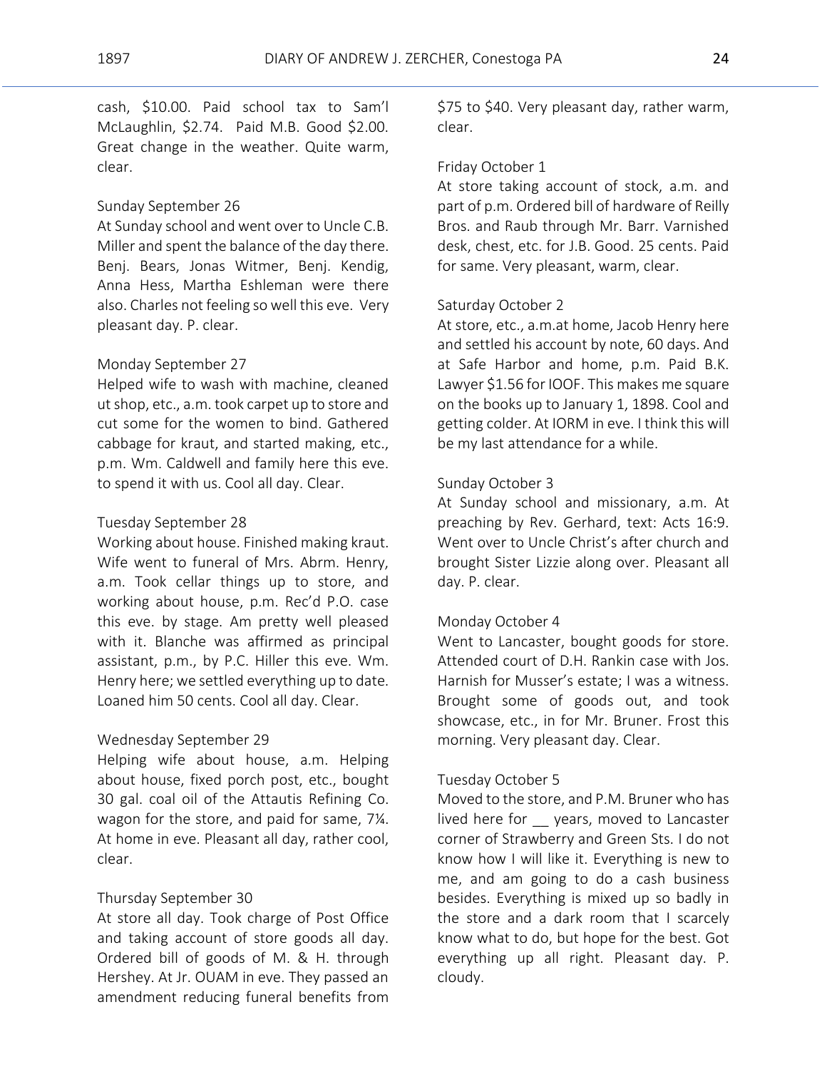cash, $10.00. Paid school tax to Sam'l McLaughlin, $2.74. Paid M.B. Good $2.00. Great change in the weather. Quite warm, clear.

Sunday September 26
At Sunday school and went over to Uncle C.B. Miller and spent the balance of the day there. Benj. Bears, Jonas Witmer, Benj. Kendig, Anna Hess, Martha Eshleman were there also. Charles not feeling so well this eve. Very pleasant day. P. clear.

Monday September 27
Helped wife to wash with machine, cleaned ut shop, etc., a.m. took carpet up to store and cut some for the women to bind. Gathered cabbage for kraut, and started making, etc., p.m. Wm. Caldwell and family here this eve. to spend it with us. Cool all day. Clear.

Tuesday September 28
Working about house. Finished making kraut. Wife went to funeral of Mrs. Abrm. Henry, a.m. Took cellar things up to store, and working about house, p.m. Rec'd P.O. case this eve. by stage. Am pretty well pleased with it. Blanche was affirmed as principal assistant, p.m., by P.C. Hiller this eve. Wm. Henry here; we settled everything up to date. Loaned him 50 cents. Cool all day. Clear.

Wednesday September 29
Helping wife about house, a.m. Helping about house, fixed porch post, etc., bought 30 gal. coal oil of the Attautis Refining Co. wagon for the store, and paid for same, 7¼. At home in eve. Pleasant all day, rather cool, clear.

Thursday September 30
At store all day. Took charge of Post Office and taking account of store goods all day. Ordered bill of goods of M. & H. through Hershey. At Jr. OUAM in eve. They passed an amendment reducing funeral benefits from $75 to $40. Very pleasant day, rather warm, clear.

Friday October 1
At store taking account of stock, a.m. and part of p.m. Ordered bill of hardware of Reilly Bros. and Raub through Mr. Barr. Varnished desk, chest, etc. for J.B. Good. 25 cents. Paid for same. Very pleasant, warm, clear.

Saturday October 2
At store, etc., a.m.at home, Jacob Henry here and settled his account by note, 60 days. And at Safe Harbor and home, p.m. Paid B.K. Lawyer $1.56 for IOOF. This makes me square on the books up to January 1, 1898. Cool and getting colder. At IORM in eve. I think this will be my last attendance for a while.

Sunday October 3
At Sunday school and missionary, a.m. At preaching by Rev. Gerhard, text: Acts 16:9. Went over to Uncle Christ's after church and brought Sister Lizzie along over. Pleasant all day. P. clear.

Monday October 4
Went to Lancaster, bought goods for store. Attended court of D.H. Rankin case with Jos. Harnish for Musser's estate; I was a witness. Brought some of goods out, and took showcase, etc., in for Mr. Bruner. Frost this morning. Very pleasant day. Clear.

Tuesday October 5
Moved to the store, and P.M. Bruner who has lived here for __ years, moved to Lancaster corner of Strawberry and Green Sts. I do not know how I will like it. Everything is new to me, and am going to do a cash business besides. Everything is mixed up so badly in the store and a dark room that I scarcely know what to do, but hope for the best. Got everything up all right. Pleasant day. P. cloudy.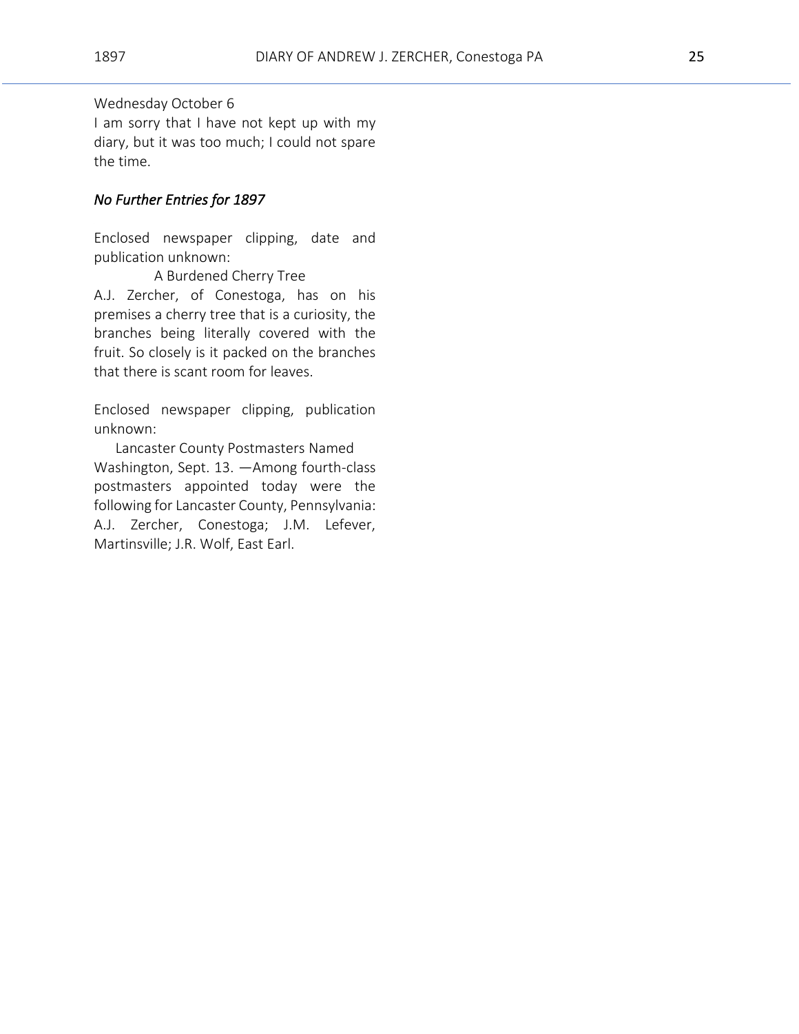Wednesday October 6

I am sorry that I have not kept up with my diary, but it was too much; I could not spare the time.

*No Further Entries for 1897*

Enclosed newspaper clipping, date and publication unknown:

A Burdened Cherry Tree

A.J. Zercher, of Conestoga, has on his premises a cherry tree that is a curiosity, the branches being literally covered with the fruit. So closely is it packed on the branches that there is scant room for leaves.

Enclosed newspaper clipping, publication unknown:

Lancaster County Postmasters Named

Washington, Sept. 13. —Among fourth-class postmasters appointed today were the following for Lancaster County, Pennsylvania: A.J. Zercher, Conestoga; J.M. Lefever, Martinsville; J.R. Wolf, East Earl.